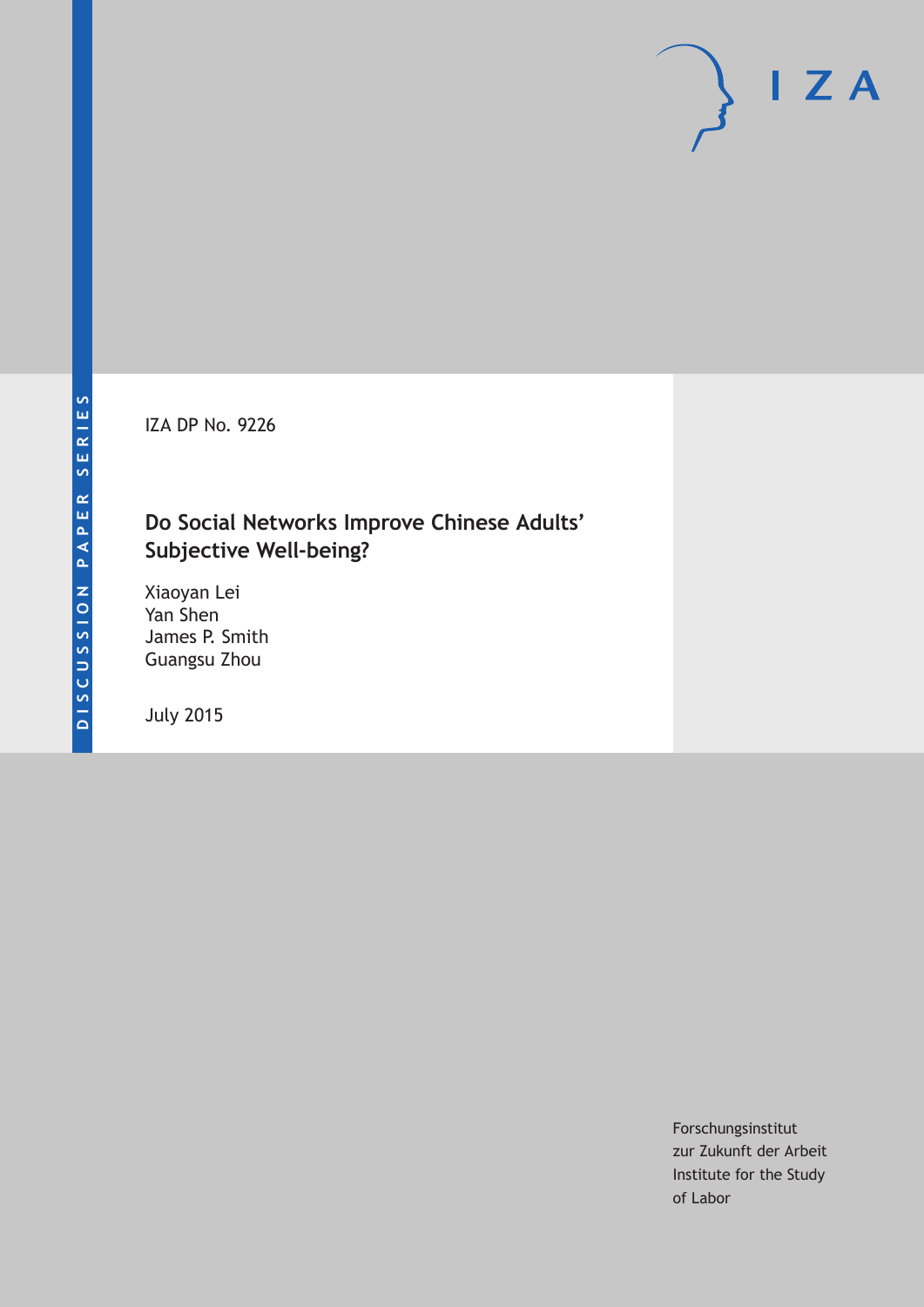DISCUSSION PAPER SERIES

IZA DP No. 9226

# Do Social Networks Improve Chinese Adults' Subjective Well-being?

Xiaoyan Lei
Yan Shen
James P. Smith
Guangsu Zhou

July 2015

Forschungsinstitut
zur Zukunft der Arbeit
Institute for the Study
of Labor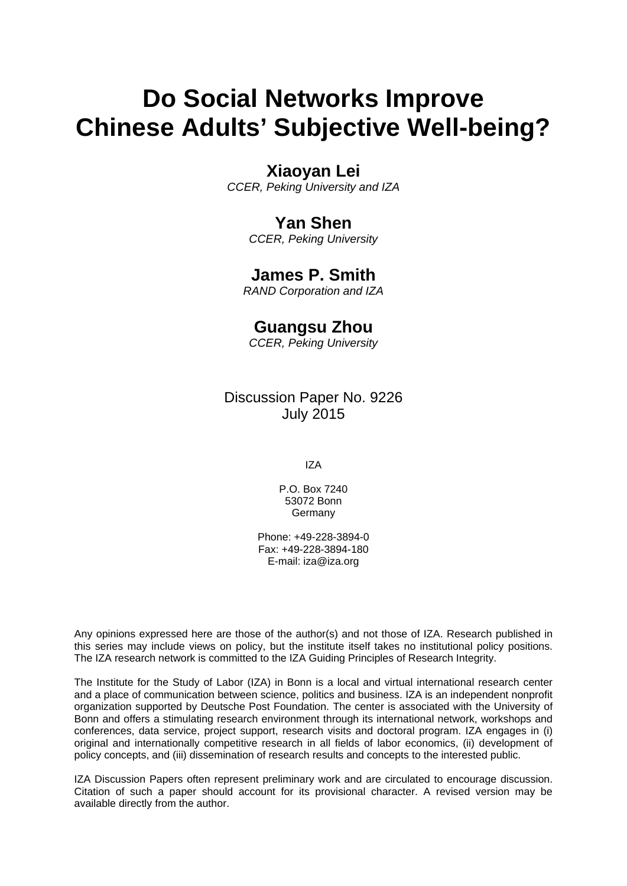# Do Social Networks Improve Chinese Adults' Subjective Well-being?

**Xiaoyan Lei**
*CCER, Peking University and IZA*

**Yan Shen**
*CCER, Peking University*

**James P. Smith**
*RAND Corporation and IZA*

**Guangsu Zhou**
*CCER, Peking University*

Discussion Paper No. 9226
July 2015

IZA

P.O. Box 7240
53072 Bonn
Germany

Phone: +49-228-3894-0
Fax: +49-228-3894-180
E-mail: iza@iza.org

Any opinions expressed here are those of the author(s) and not those of IZA. Research published in this series may include views on policy, but the institute itself takes no institutional policy positions. The IZA research network is committed to the IZA Guiding Principles of Research Integrity.

The Institute for the Study of Labor (IZA) in Bonn is a local and virtual international research center and a place of communication between science, politics and business. IZA is an independent nonprofit organization supported by Deutsche Post Foundation. The center is associated with the University of Bonn and offers a stimulating research environment through its international network, workshops and conferences, data service, project support, research visits and doctoral program. IZA engages in (i) original and internationally competitive research in all fields of labor economics, (ii) development of policy concepts, and (iii) dissemination of research results and concepts to the interested public.

IZA Discussion Papers often represent preliminary work and are circulated to encourage discussion. Citation of such a paper should account for its provisional character. A revised version may be available directly from the author.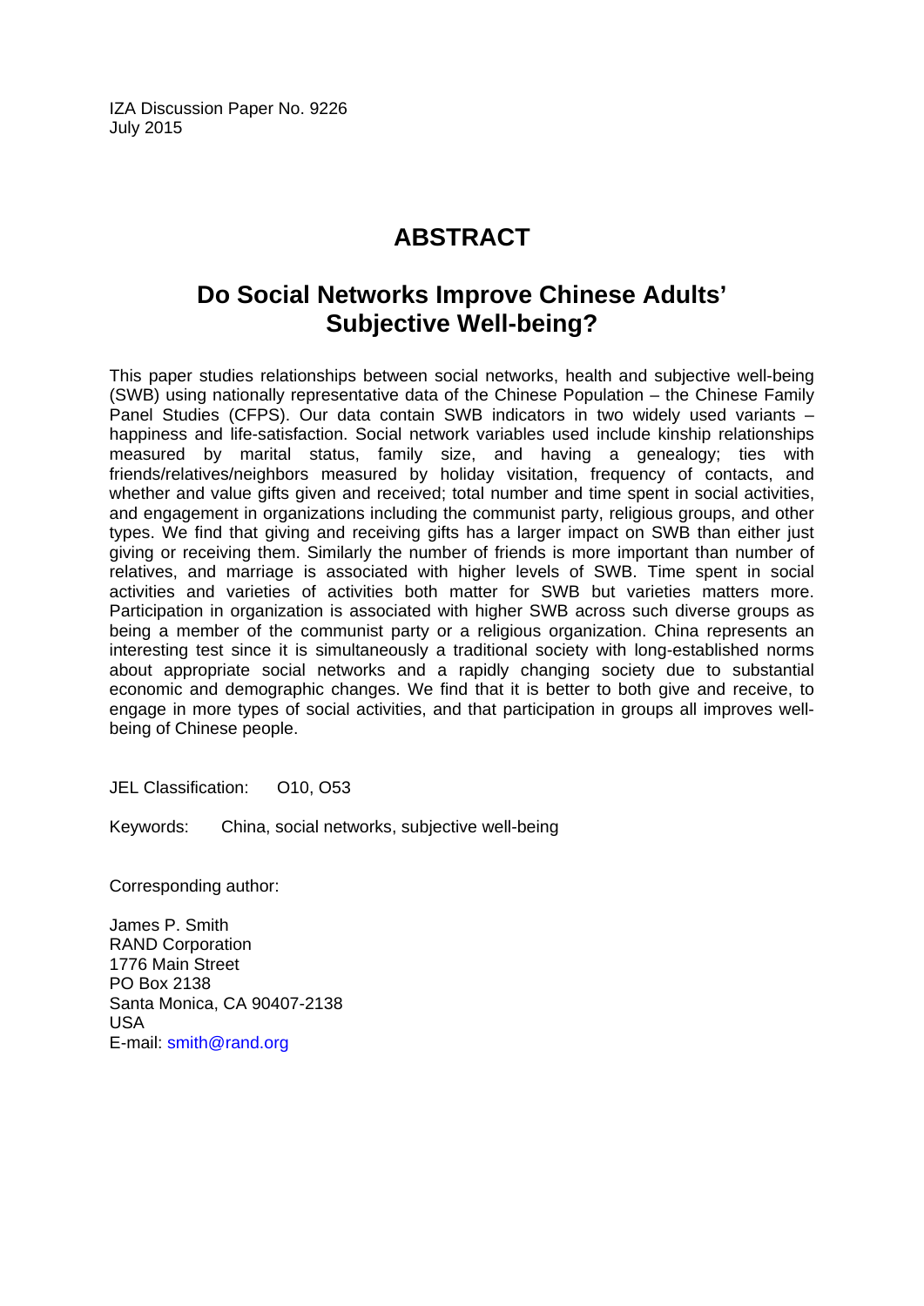IZA Discussion Paper No. 9226
July 2015

# ABSTRACT

## Do Social Networks Improve Chinese Adults' Subjective Well-being?

This paper studies relationships between social networks, health and subjective well-being (SWB) using nationally representative data of the Chinese Population – the Chinese Family Panel Studies (CFPS). Our data contain SWB indicators in two widely used variants – happiness and life-satisfaction. Social network variables used include kinship relationships measured by marital status, family size, and having a genealogy; ties with friends/relatives/neighbors measured by holiday visitation, frequency of contacts, and whether and value gifts given and received; total number and time spent in social activities, and engagement in organizations including the communist party, religious groups, and other types. We find that giving and receiving gifts has a larger impact on SWB than either just giving or receiving them. Similarly the number of friends is more important than number of relatives, and marriage is associated with higher levels of SWB. Time spent in social activities and varieties of activities both matter for SWB but varieties matters more. Participation in organization is associated with higher SWB across such diverse groups as being a member of the communist party or a religious organization. China represents an interesting test since it is simultaneously a traditional society with long-established norms about appropriate social networks and a rapidly changing society due to substantial economic and demographic changes. We find that it is better to both give and receive, to engage in more types of social activities, and that participation in groups all improves well-being of Chinese people.

JEL Classification: O10, O53

Keywords: China, social networks, subjective well-being

Corresponding author:

James P. Smith
RAND Corporation
1776 Main Street
PO Box 2138
Santa Monica, CA 90407-2138
USA
E-mail: smith@rand.org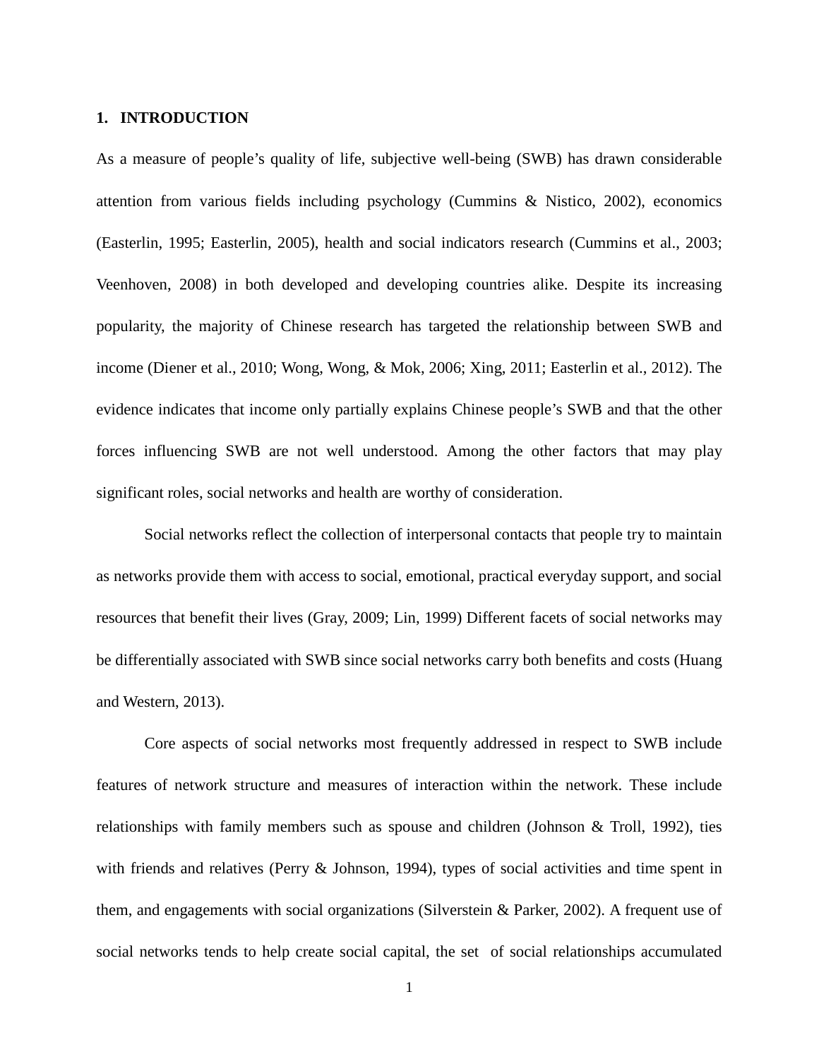## 1. INTRODUCTION

As a measure of people's quality of life, subjective well-being (SWB) has drawn considerable attention from various fields including psychology (Cummins & Nistico, 2002), economics (Easterlin, 1995; Easterlin, 2005), health and social indicators research (Cummins et al., 2003; Veenhoven, 2008) in both developed and developing countries alike. Despite its increasing popularity, the majority of Chinese research has targeted the relationship between SWB and income (Diener et al., 2010; Wong, Wong, & Mok, 2006; Xing, 2011; Easterlin et al., 2012). The evidence indicates that income only partially explains Chinese people's SWB and that the other forces influencing SWB are not well understood. Among the other factors that may play significant roles, social networks and health are worthy of consideration.

Social networks reflect the collection of interpersonal contacts that people try to maintain as networks provide them with access to social, emotional, practical everyday support, and social resources that benefit their lives (Gray, 2009; Lin, 1999) Different facets of social networks may be differentially associated with SWB since social networks carry both benefits and costs (Huang and Western, 2013).

Core aspects of social networks most frequently addressed in respect to SWB include features of network structure and measures of interaction within the network. These include relationships with family members such as spouse and children (Johnson & Troll, 1992), ties with friends and relatives (Perry & Johnson, 1994), types of social activities and time spent in them, and engagements with social organizations (Silverstein & Parker, 2002). A frequent use of social networks tends to help create social capital, the set of social relationships accumulated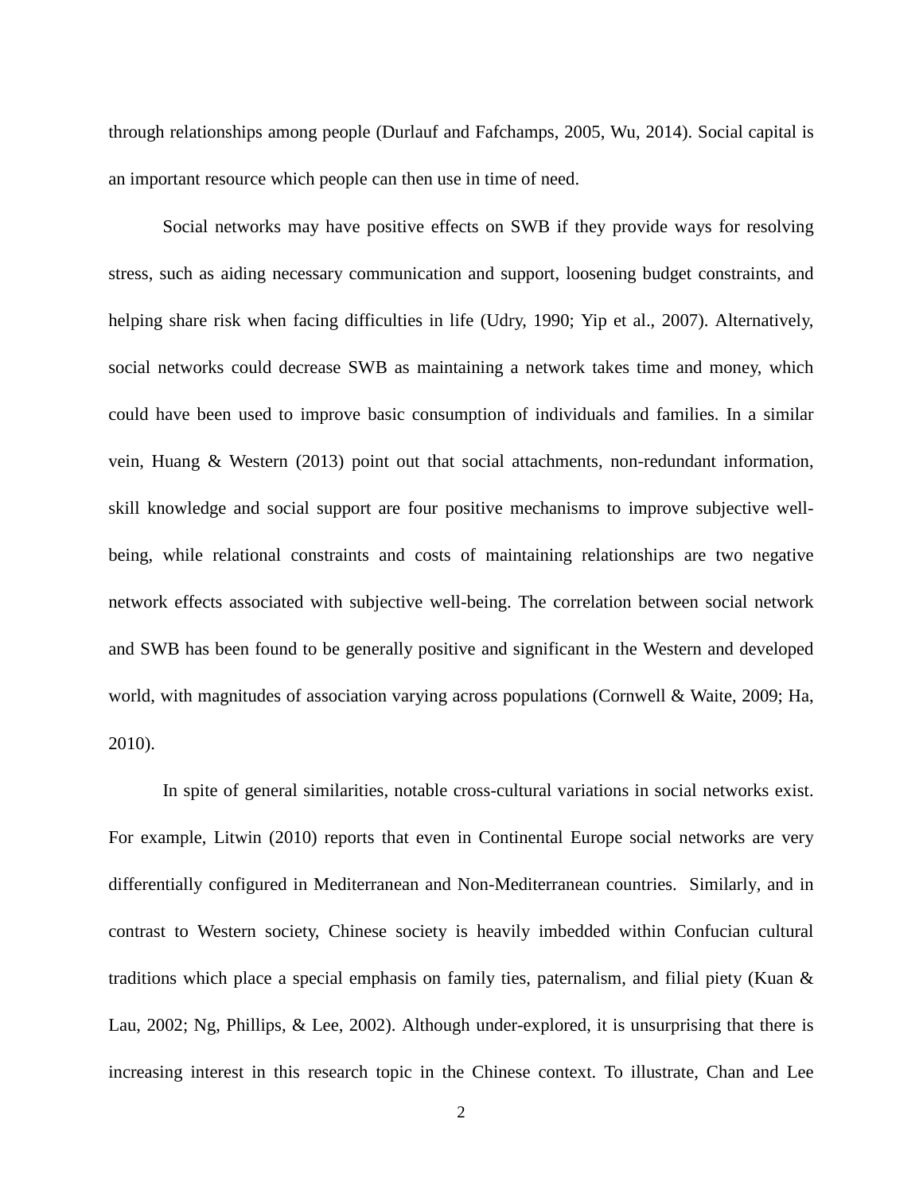through relationships among people (Durlauf and Fafchamps, 2005, Wu, 2014). Social capital is an important resource which people can then use in time of need.

Social networks may have positive effects on SWB if they provide ways for resolving stress, such as aiding necessary communication and support, loosening budget constraints, and helping share risk when facing difficulties in life (Udry, 1990; Yip et al., 2007). Alternatively, social networks could decrease SWB as maintaining a network takes time and money, which could have been used to improve basic consumption of individuals and families. In a similar vein, Huang & Western (2013) point out that social attachments, non-redundant information, skill knowledge and social support are four positive mechanisms to improve subjective well-being, while relational constraints and costs of maintaining relationships are two negative network effects associated with subjective well-being. The correlation between social network and SWB has been found to be generally positive and significant in the Western and developed world, with magnitudes of association varying across populations (Cornwell & Waite, 2009; Ha, 2010).

In spite of general similarities, notable cross-cultural variations in social networks exist. For example, Litwin (2010) reports that even in Continental Europe social networks are very differentially configured in Mediterranean and Non-Mediterranean countries. Similarly, and in contrast to Western society, Chinese society is heavily imbedded within Confucian cultural traditions which place a special emphasis on family ties, paternalism, and filial piety (Kuan & Lau, 2002; Ng, Phillips, & Lee, 2002). Although under-explored, it is unsurprising that there is increasing interest in this research topic in the Chinese context. To illustrate, Chan and Lee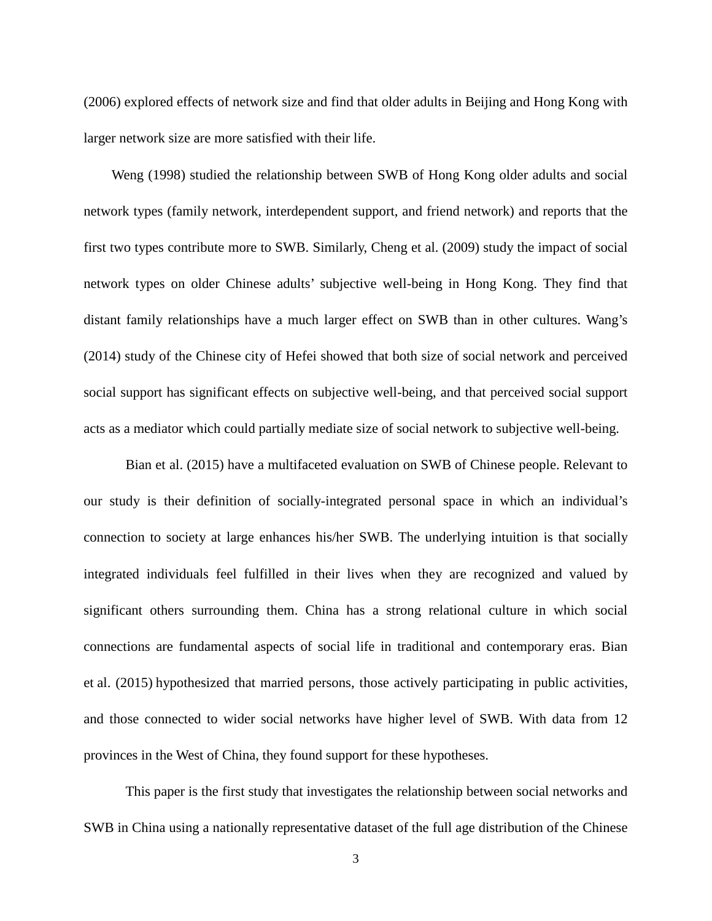(2006) explored effects of network size and find that older adults in Beijing and Hong Kong with larger network size are more satisfied with their life.

Weng (1998) studied the relationship between SWB of Hong Kong older adults and social network types (family network, interdependent support, and friend network) and reports that the first two types contribute more to SWB. Similarly, Cheng et al. (2009) study the impact of social network types on older Chinese adults' subjective well-being in Hong Kong. They find that distant family relationships have a much larger effect on SWB than in other cultures. Wang's (2014) study of the Chinese city of Hefei showed that both size of social network and perceived social support has significant effects on subjective well-being, and that perceived social support acts as a mediator which could partially mediate size of social network to subjective well-being.

Bian et al. (2015) have a multifaceted evaluation on SWB of Chinese people. Relevant to our study is their definition of socially-integrated personal space in which an individual's connection to society at large enhances his/her SWB. The underlying intuition is that socially integrated individuals feel fulfilled in their lives when they are recognized and valued by significant others surrounding them. China has a strong relational culture in which social connections are fundamental aspects of social life in traditional and contemporary eras. Bian et al. (2015) hypothesized that married persons, those actively participating in public activities, and those connected to wider social networks have higher level of SWB. With data from 12 provinces in the West of China, they found support for these hypotheses.

This paper is the first study that investigates the relationship between social networks and SWB in China using a nationally representative dataset of the full age distribution of the Chinese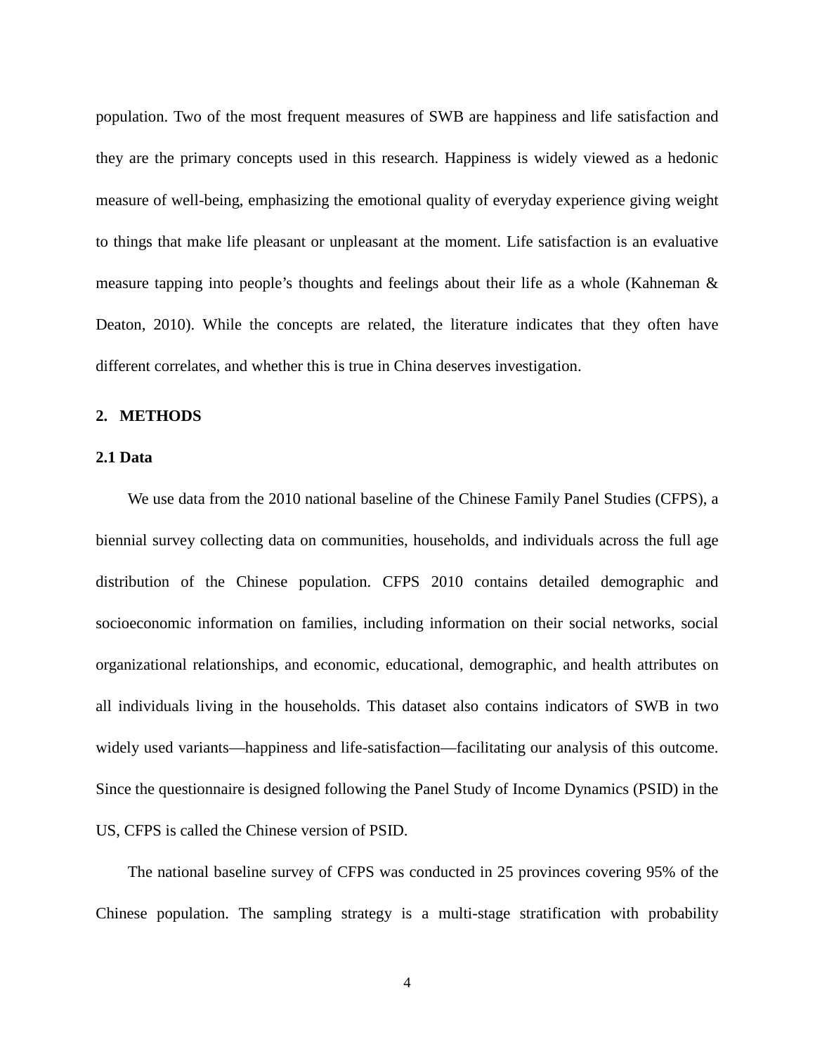population. Two of the most frequent measures of SWB are happiness and life satisfaction and they are the primary concepts used in this research. Happiness is widely viewed as a hedonic measure of well-being, emphasizing the emotional quality of everyday experience giving weight to things that make life pleasant or unpleasant at the moment. Life satisfaction is an evaluative measure tapping into people's thoughts and feelings about their life as a whole (Kahneman & Deaton, 2010). While the concepts are related, the literature indicates that they often have different correlates, and whether this is true in China deserves investigation.

## 2. METHODS

### 2.1 Data

We use data from the 2010 national baseline of the Chinese Family Panel Studies (CFPS), a biennial survey collecting data on communities, households, and individuals across the full age distribution of the Chinese population. CFPS 2010 contains detailed demographic and socioeconomic information on families, including information on their social networks, social organizational relationships, and economic, educational, demographic, and health attributes on all individuals living in the households. This dataset also contains indicators of SWB in two widely used variants—happiness and life-satisfaction—facilitating our analysis of this outcome. Since the questionnaire is designed following the Panel Study of Income Dynamics (PSID) in the US, CFPS is called the Chinese version of PSID.

The national baseline survey of CFPS was conducted in 25 provinces covering 95% of the Chinese population. The sampling strategy is a multi-stage stratification with probability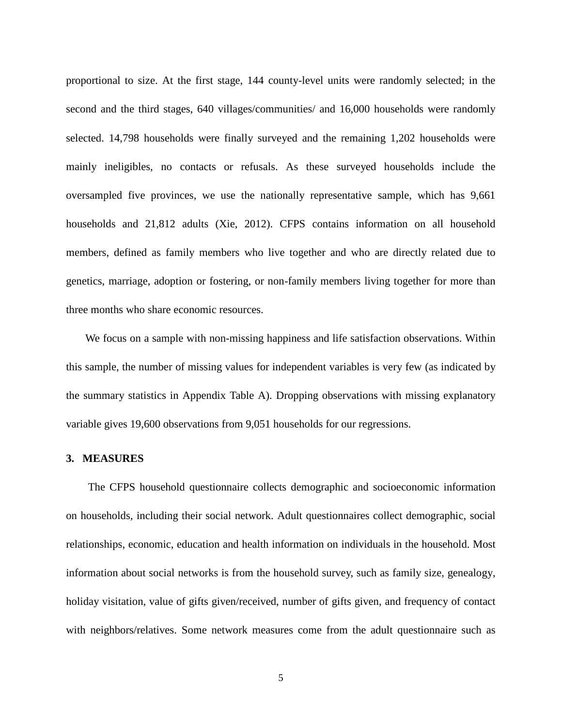proportional to size. At the first stage, 144 county-level units were randomly selected; in the second and the third stages, 640 villages/communities/ and 16,000 households were randomly selected. 14,798 households were finally surveyed and the remaining 1,202 households were mainly ineligibles, no contacts or refusals. As these surveyed households include the oversampled five provinces, we use the nationally representative sample, which has 9,661 households and 21,812 adults (Xie, 2012). CFPS contains information on all household members, defined as family members who live together and who are directly related due to genetics, marriage, adoption or fostering, or non-family members living together for more than three months who share economic resources.

We focus on a sample with non-missing happiness and life satisfaction observations. Within this sample, the number of missing values for independent variables is very few (as indicated by the summary statistics in Appendix Table A). Dropping observations with missing explanatory variable gives 19,600 observations from 9,051 households for our regressions.

## 3. MEASURES

The CFPS household questionnaire collects demographic and socioeconomic information on households, including their social network. Adult questionnaires collect demographic, social relationships, economic, education and health information on individuals in the household. Most information about social networks is from the household survey, such as family size, genealogy, holiday visitation, value of gifts given/received, number of gifts given, and frequency of contact with neighbors/relatives. Some network measures come from the adult questionnaire such as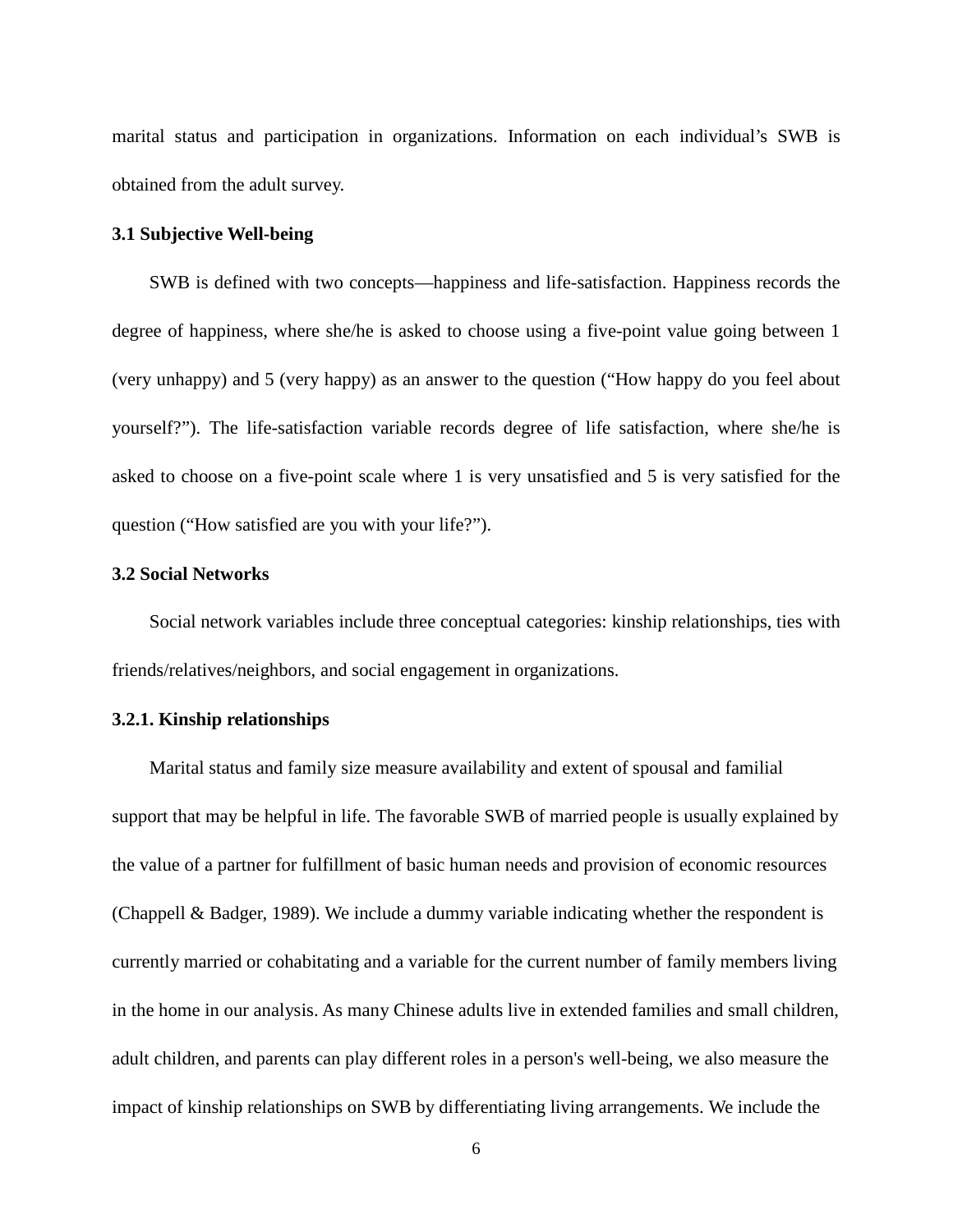marital status and participation in organizations. Information on each individual's SWB is obtained from the adult survey.

### 3.1 Subjective Well-being

SWB is defined with two concepts—happiness and life-satisfaction. Happiness records the degree of happiness, where she/he is asked to choose using a five-point value going between 1 (very unhappy) and 5 (very happy) as an answer to the question ("How happy do you feel about yourself?"). The life-satisfaction variable records degree of life satisfaction, where she/he is asked to choose on a five-point scale where 1 is very unsatisfied and 5 is very satisfied for the question ("How satisfied are you with your life?").

### 3.2 Social Networks

Social network variables include three conceptual categories: kinship relationships, ties with friends/relatives/neighbors, and social engagement in organizations.

#### 3.2.1. Kinship relationships

Marital status and family size measure availability and extent of spousal and familial support that may be helpful in life. The favorable SWB of married people is usually explained by the value of a partner for fulfillment of basic human needs and provision of economic resources (Chappell & Badger, 1989). We include a dummy variable indicating whether the respondent is currently married or cohabitating and a variable for the current number of family members living in the home in our analysis. As many Chinese adults live in extended families and small children, adult children, and parents can play different roles in a person's well-being, we also measure the impact of kinship relationships on SWB by differentiating living arrangements. We include the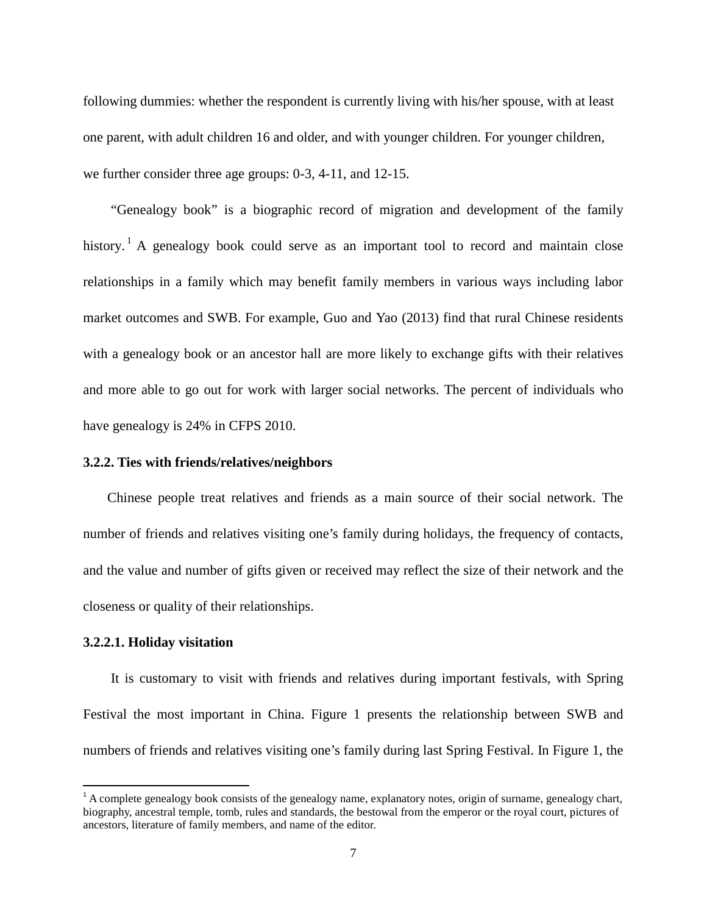following dummies: whether the respondent is currently living with his/her spouse, with at least one parent, with adult children 16 and older, and with younger children. For younger children, we further consider three age groups: 0-3, 4-11, and 12-15.

"Genealogy book" is a biographic record of migration and development of the family history.[1] A genealogy book could serve as an important tool to record and maintain close relationships in a family which may benefit family members in various ways including labor market outcomes and SWB. For example, Guo and Yao (2013) find that rural Chinese residents with a genealogy book or an ancestor hall are more likely to exchange gifts with their relatives and more able to go out for work with larger social networks. The percent of individuals who have genealogy is 24% in CFPS 2010.

### 3.2.2. Ties with friends/relatives/neighbors

Chinese people treat relatives and friends as a main source of their social network. The number of friends and relatives visiting one's family during holidays, the frequency of contacts, and the value and number of gifts given or received may reflect the size of their network and the closeness or quality of their relationships.

#### 3.2.2.1. Holiday visitation

It is customary to visit with friends and relatives during important festivals, with Spring Festival the most important in China. Figure 1 presents the relationship between SWB and numbers of friends and relatives visiting one's family during last Spring Festival. In Figure 1, the

[1] A complete genealogy book consists of the genealogy name, explanatory notes, origin of surname, genealogy chart, biography, ancestral temple, tomb, rules and standards, the bestowal from the emperor or the royal court, pictures of ancestors, literature of family members, and name of the editor.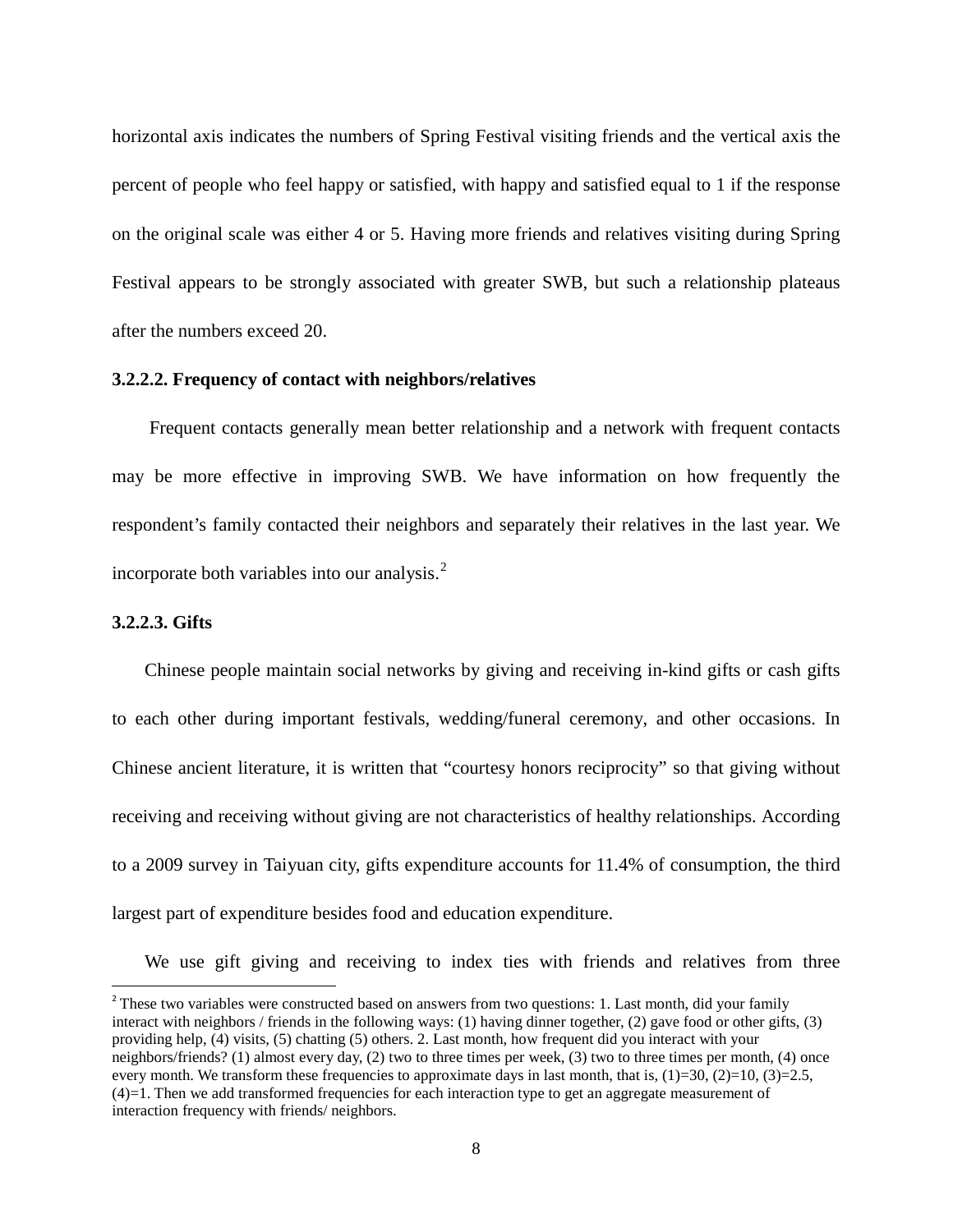horizontal axis indicates the numbers of Spring Festival visiting friends and the vertical axis the percent of people who feel happy or satisfied, with happy and satisfied equal to 1 if the response on the original scale was either 4 or 5. Having more friends and relatives visiting during Spring Festival appears to be strongly associated with greater SWB, but such a relationship plateaus after the numbers exceed 20.

#### 3.2.2.2. Frequency of contact with neighbors/relatives

Frequent contacts generally mean better relationship and a network with frequent contacts may be more effective in improving SWB. We have information on how frequently the respondent's family contacted their neighbors and separately their relatives in the last year. We incorporate both variables into our analysis.[2]

#### 3.2.2.3. Gifts

Chinese people maintain social networks by giving and receiving in-kind gifts or cash gifts to each other during important festivals, wedding/funeral ceremony, and other occasions. In Chinese ancient literature, it is written that "courtesy honors reciprocity" so that giving without receiving and receiving without giving are not characteristics of healthy relationships. According to a 2009 survey in Taiyuan city, gifts expenditure accounts for 11.4% of consumption, the third largest part of expenditure besides food and education expenditure.

We use gift giving and receiving to index ties with friends and relatives from three

---

[2] These two variables were constructed based on answers from two questions: 1. Last month, did your family interact with neighbors / friends in the following ways: (1) having dinner together, (2) gave food or other gifts, (3) providing help, (4) visits, (5) chatting (5) others. 2. Last month, how frequent did you interact with your neighbors/friends? (1) almost every day, (2) two to three times per week, (3) two to three times per month, (4) once every month. We transform these frequencies to approximate days in last month, that is, (1)=30, (2)=10, (3)=2.5, (4)=1. Then we add transformed frequencies for each interaction type to get an aggregate measurement of interaction frequency with friends/ neighbors.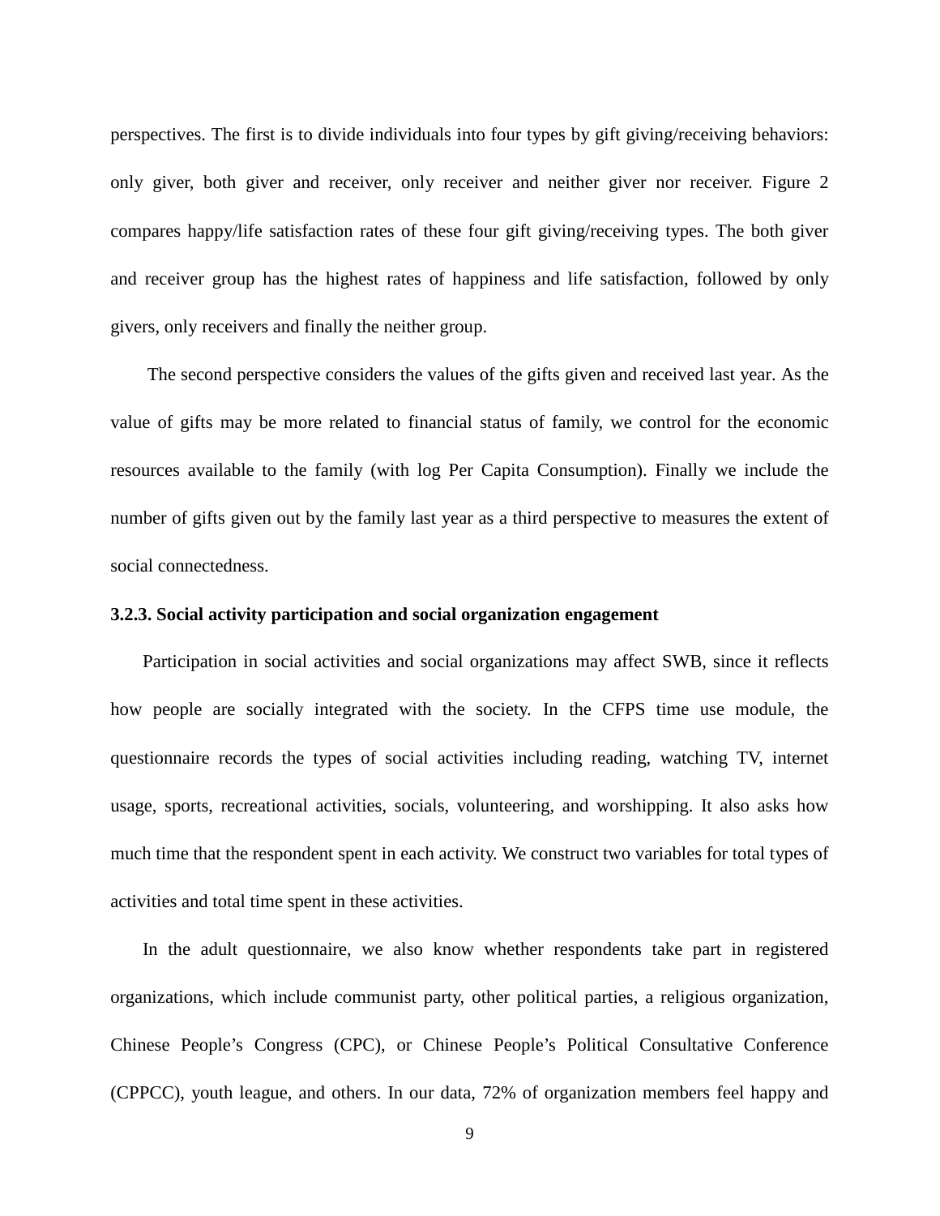perspectives. The first is to divide individuals into four types by gift giving/receiving behaviors: only giver, both giver and receiver, only receiver and neither giver nor receiver. Figure 2 compares happy/life satisfaction rates of these four gift giving/receiving types. The both giver and receiver group has the highest rates of happiness and life satisfaction, followed by only givers, only receivers and finally the neither group.

The second perspective considers the values of the gifts given and received last year. As the value of gifts may be more related to financial status of family, we control for the economic resources available to the family (with log Per Capita Consumption). Finally we include the number of gifts given out by the family last year as a third perspective to measures the extent of social connectedness.

### 3.2.3. Social activity participation and social organization engagement

Participation in social activities and social organizations may affect SWB, since it reflects how people are socially integrated with the society. In the CFPS time use module, the questionnaire records the types of social activities including reading, watching TV, internet usage, sports, recreational activities, socials, volunteering, and worshipping. It also asks how much time that the respondent spent in each activity. We construct two variables for total types of activities and total time spent in these activities.

In the adult questionnaire, we also know whether respondents take part in registered organizations, which include communist party, other political parties, a religious organization, Chinese People's Congress (CPC), or Chinese People's Political Consultative Conference (CPPCC), youth league, and others. In our data, 72% of organization members feel happy and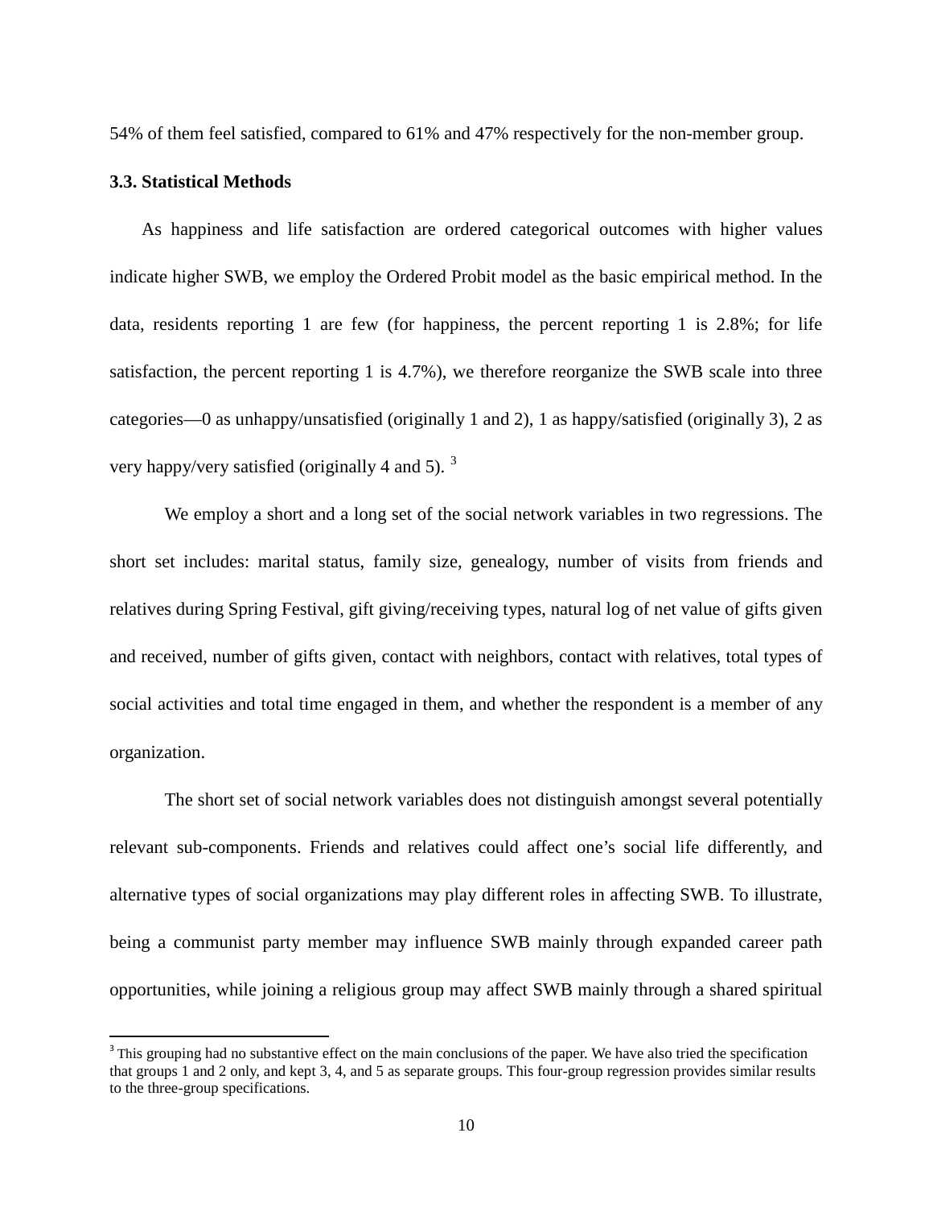54% of them feel satisfied, compared to 61% and 47% respectively for the non-member group.

### 3.3. Statistical Methods

As happiness and life satisfaction are ordered categorical outcomes with higher values indicate higher SWB, we employ the Ordered Probit model as the basic empirical method. In the data, residents reporting 1 are few (for happiness, the percent reporting 1 is 2.8%; for life satisfaction, the percent reporting 1 is 4.7%), we therefore reorganize the SWB scale into three categories—0 as unhappy/unsatisfied (originally 1 and 2), 1 as happy/satisfied (originally 3), 2 as very happy/very satisfied (originally 4 and 5). [3]

We employ a short and a long set of the social network variables in two regressions. The short set includes: marital status, family size, genealogy, number of visits from friends and relatives during Spring Festival, gift giving/receiving types, natural log of net value of gifts given and received, number of gifts given, contact with neighbors, contact with relatives, total types of social activities and total time engaged in them, and whether the respondent is a member of any organization.

The short set of social network variables does not distinguish amongst several potentially relevant sub-components. Friends and relatives could affect one's social life differently, and alternative types of social organizations may play different roles in affecting SWB. To illustrate, being a communist party member may influence SWB mainly through expanded career path opportunities, while joining a religious group may affect SWB mainly through a shared spiritual

[3] This grouping had no substantive effect on the main conclusions of the paper. We have also tried the specification that groups 1 and 2 only, and kept 3, 4, and 5 as separate groups. This four-group regression provides similar results to the three-group specifications.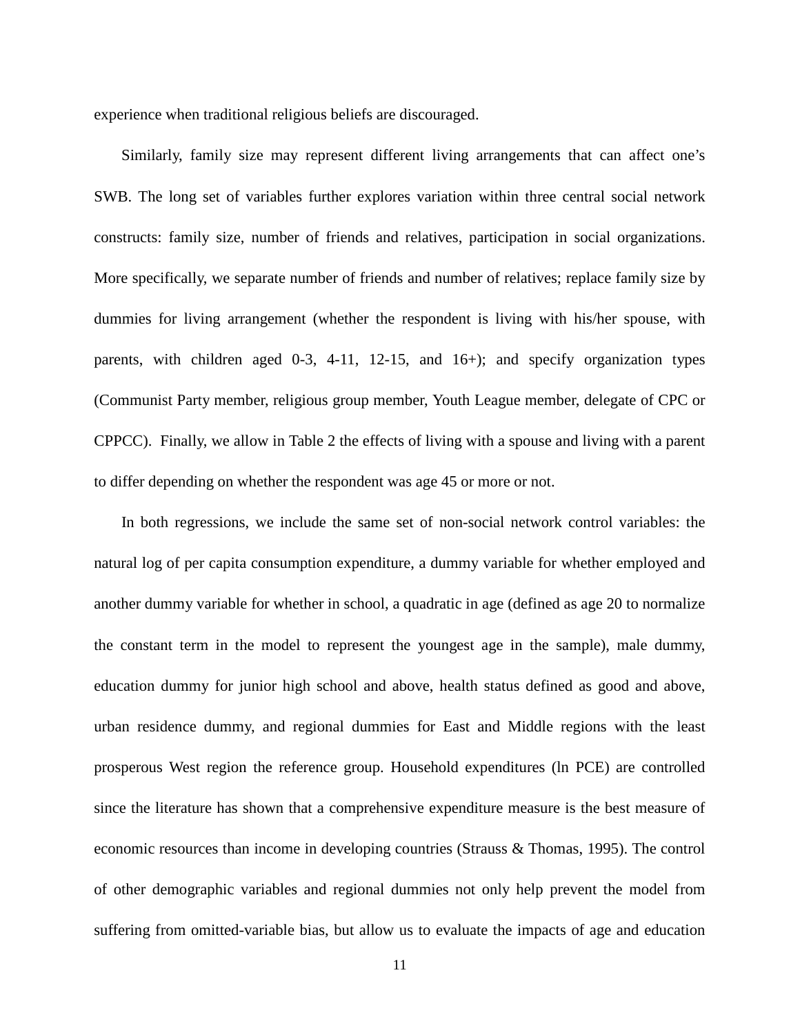experience when traditional religious beliefs are discouraged.

Similarly, family size may represent different living arrangements that can affect one's SWB. The long set of variables further explores variation within three central social network constructs: family size, number of friends and relatives, participation in social organizations. More specifically, we separate number of friends and number of relatives; replace family size by dummies for living arrangement (whether the respondent is living with his/her spouse, with parents, with children aged 0-3, 4-11, 12-15, and 16+); and specify organization types (Communist Party member, religious group member, Youth League member, delegate of CPC or CPPCC). Finally, we allow in Table 2 the effects of living with a spouse and living with a parent to differ depending on whether the respondent was age 45 or more or not.

In both regressions, we include the same set of non-social network control variables: the natural log of per capita consumption expenditure, a dummy variable for whether employed and another dummy variable for whether in school, a quadratic in age (defined as age 20 to normalize the constant term in the model to represent the youngest age in the sample), male dummy, education dummy for junior high school and above, health status defined as good and above, urban residence dummy, and regional dummies for East and Middle regions with the least prosperous West region the reference group. Household expenditures (ln PCE) are controlled since the literature has shown that a comprehensive expenditure measure is the best measure of economic resources than income in developing countries (Strauss & Thomas, 1995). The control of other demographic variables and regional dummies not only help prevent the model from suffering from omitted-variable bias, but allow us to evaluate the impacts of age and education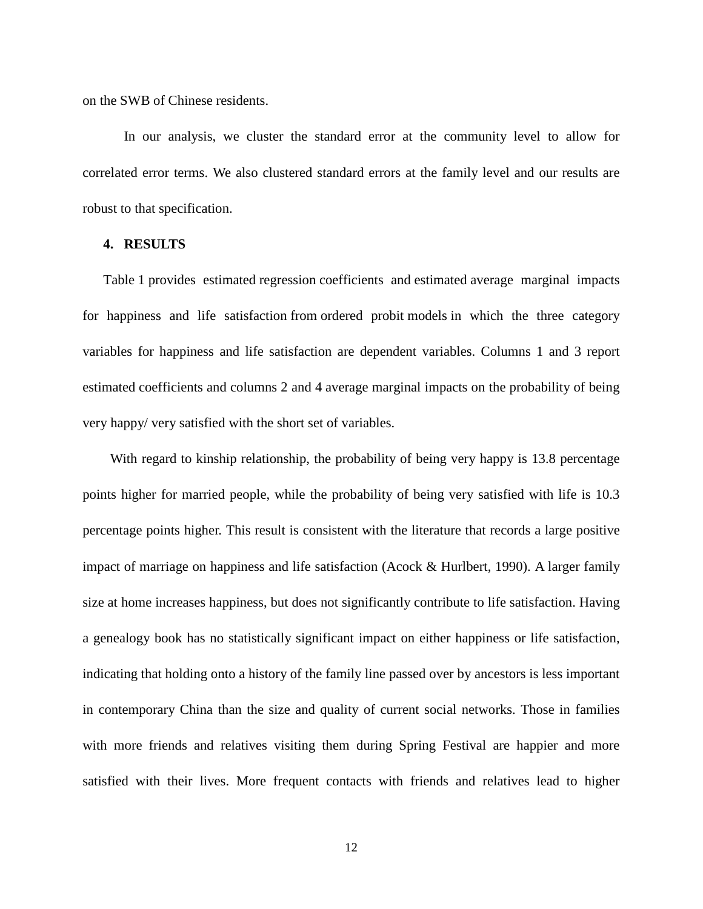on the SWB of Chinese residents.

In our analysis, we cluster the standard error at the community level to allow for correlated error terms. We also clustered standard errors at the family level and our results are robust to that specification.

## 4. RESULTS

Table 1 provides estimated regression coefficients and estimated average marginal impacts for happiness and life satisfaction from ordered probit models in which the three category variables for happiness and life satisfaction are dependent variables. Columns 1 and 3 report estimated coefficients and columns 2 and 4 average marginal impacts on the probability of being very happy/ very satisfied with the short set of variables.

With regard to kinship relationship, the probability of being very happy is 13.8 percentage points higher for married people, while the probability of being very satisfied with life is 10.3 percentage points higher. This result is consistent with the literature that records a large positive impact of marriage on happiness and life satisfaction (Acock & Hurlbert, 1990). A larger family size at home increases happiness, but does not significantly contribute to life satisfaction. Having a genealogy book has no statistically significant impact on either happiness or life satisfaction, indicating that holding onto a history of the family line passed over by ancestors is less important in contemporary China than the size and quality of current social networks. Those in families with more friends and relatives visiting them during Spring Festival are happier and more satisfied with their lives. More frequent contacts with friends and relatives lead to higher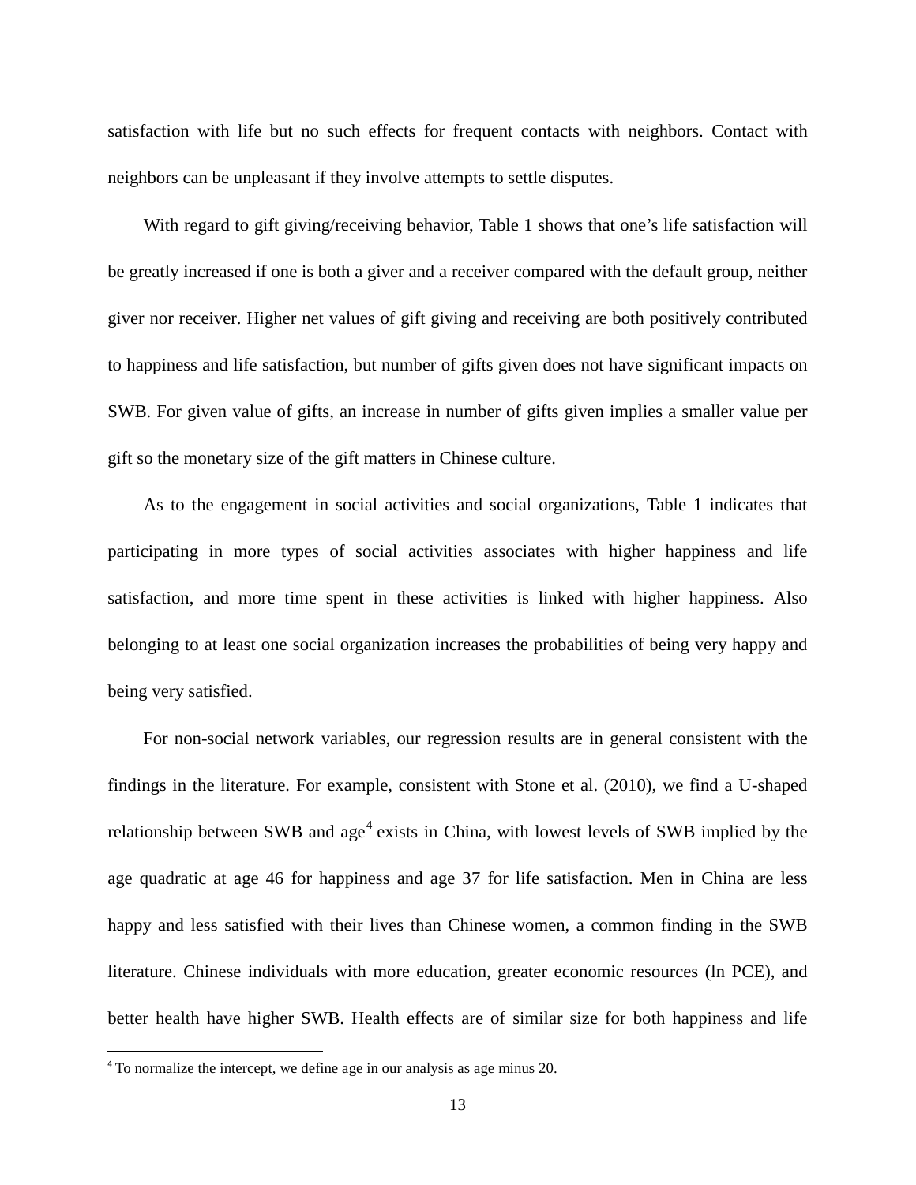satisfaction with life but no such effects for frequent contacts with neighbors. Contact with neighbors can be unpleasant if they involve attempts to settle disputes.

With regard to gift giving/receiving behavior, Table 1 shows that one's life satisfaction will be greatly increased if one is both a giver and a receiver compared with the default group, neither giver nor receiver. Higher net values of gift giving and receiving are both positively contributed to happiness and life satisfaction, but number of gifts given does not have significant impacts on SWB. For given value of gifts, an increase in number of gifts given implies a smaller value per gift so the monetary size of the gift matters in Chinese culture.

As to the engagement in social activities and social organizations, Table 1 indicates that participating in more types of social activities associates with higher happiness and life satisfaction, and more time spent in these activities is linked with higher happiness. Also belonging to at least one social organization increases the probabilities of being very happy and being very satisfied.

For non-social network variables, our regression results are in general consistent with the findings in the literature. For example, consistent with Stone et al. (2010), we find a U-shaped relationship between SWB and age[4] exists in China, with lowest levels of SWB implied by the age quadratic at age 46 for happiness and age 37 for life satisfaction. Men in China are less happy and less satisfied with their lives than Chinese women, a common finding in the SWB literature. Chinese individuals with more education, greater economic resources (ln PCE), and better health have higher SWB. Health effects are of similar size for both happiness and life

[4] To normalize the intercept, we define age in our analysis as age minus 20.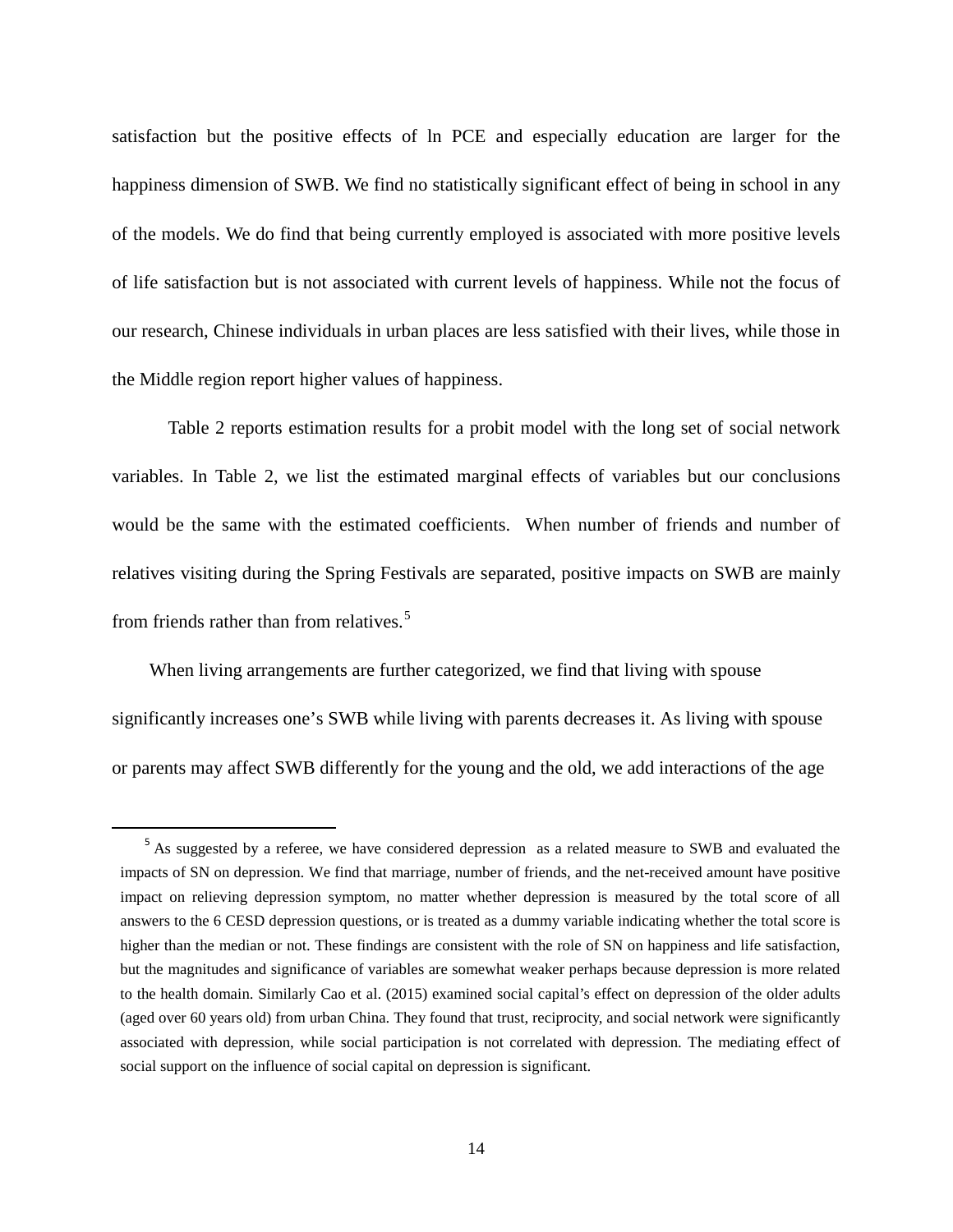satisfaction but the positive effects of ln PCE and especially education are larger for the happiness dimension of SWB. We find no statistically significant effect of being in school in any of the models. We do find that being currently employed is associated with more positive levels of life satisfaction but is not associated with current levels of happiness. While not the focus of our research, Chinese individuals in urban places are less satisfied with their lives, while those in the Middle region report higher values of happiness.

Table 2 reports estimation results for a probit model with the long set of social network variables. In Table 2, we list the estimated marginal effects of variables but our conclusions would be the same with the estimated coefficients. When number of friends and number of relatives visiting during the Spring Festivals are separated, positive impacts on SWB are mainly from friends rather than from relatives.[5]

When living arrangements are further categorized, we find that living with spouse significantly increases one's SWB while living with parents decreases it. As living with spouse or parents may affect SWB differently for the young and the old, we add interactions of the age

[5] As suggested by a referee, we have considered depression as a related measure to SWB and evaluated the impacts of SN on depression. We find that marriage, number of friends, and the net-received amount have positive impact on relieving depression symptom, no matter whether depression is measured by the total score of all answers to the 6 CESD depression questions, or is treated as a dummy variable indicating whether the total score is higher than the median or not. These findings are consistent with the role of SN on happiness and life satisfaction, but the magnitudes and significance of variables are somewhat weaker perhaps because depression is more related to the health domain. Similarly Cao et al. (2015) examined social capital's effect on depression of the older adults (aged over 60 years old) from urban China. They found that trust, reciprocity, and social network were significantly associated with depression, while social participation is not correlated with depression. The mediating effect of social support on the influence of social capital on depression is significant.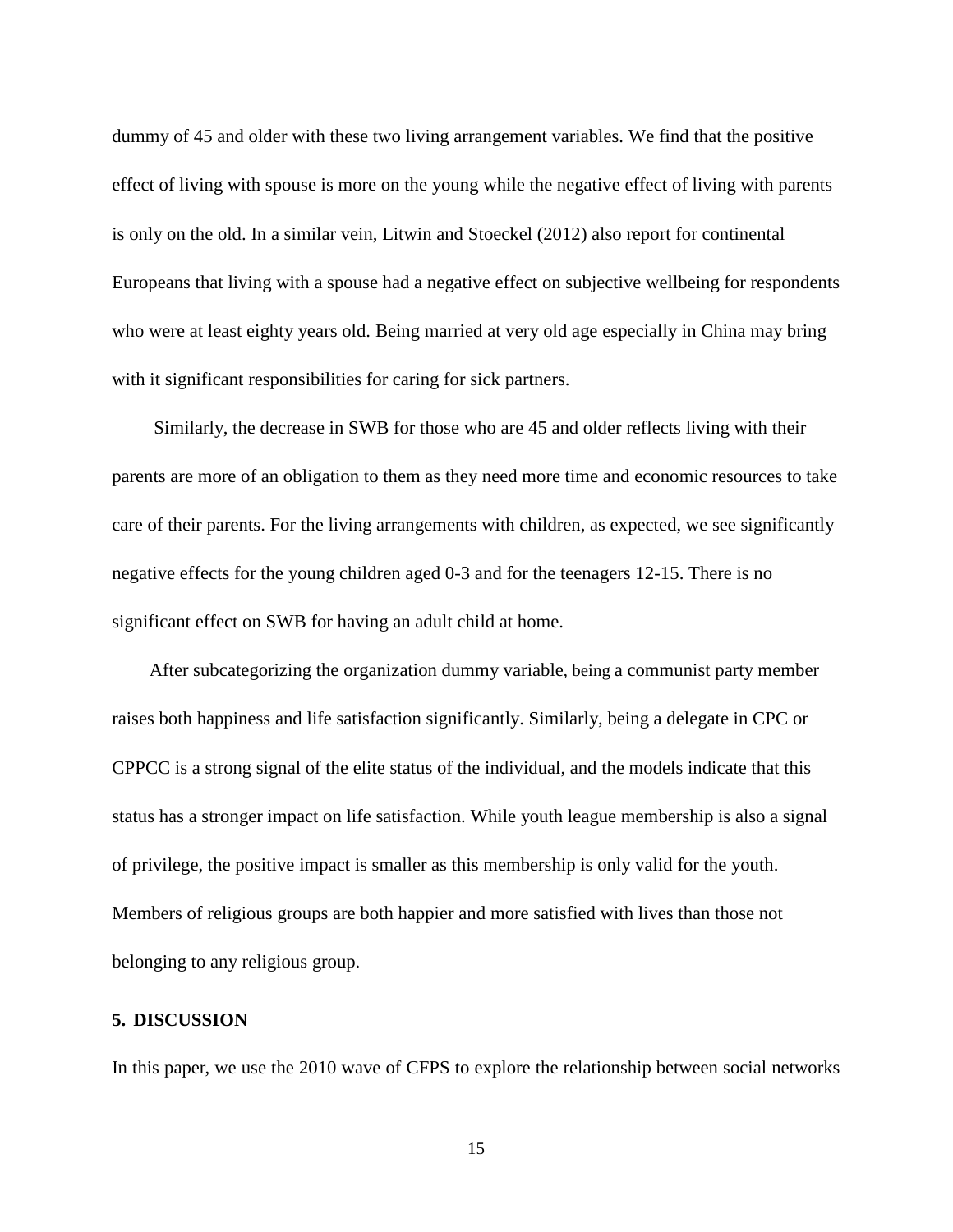dummy of 45 and older with these two living arrangement variables. We find that the positive effect of living with spouse is more on the young while the negative effect of living with parents is only on the old. In a similar vein, Litwin and Stoeckel (2012) also report for continental Europeans that living with a spouse had a negative effect on subjective wellbeing for respondents who were at least eighty years old. Being married at very old age especially in China may bring with it significant responsibilities for caring for sick partners.

Similarly, the decrease in SWB for those who are 45 and older reflects living with their parents are more of an obligation to them as they need more time and economic resources to take care of their parents. For the living arrangements with children, as expected, we see significantly negative effects for the young children aged 0-3 and for the teenagers 12-15. There is no significant effect on SWB for having an adult child at home.

After subcategorizing the organization dummy variable, being a communist party member raises both happiness and life satisfaction significantly. Similarly, being a delegate in CPC or CPPCC is a strong signal of the elite status of the individual, and the models indicate that this status has a stronger impact on life satisfaction. While youth league membership is also a signal of privilege, the positive impact is smaller as this membership is only valid for the youth. Members of religious groups are both happier and more satisfied with lives than those not belonging to any religious group.

## 5. DISCUSSION

In this paper, we use the 2010 wave of CFPS to explore the relationship between social networks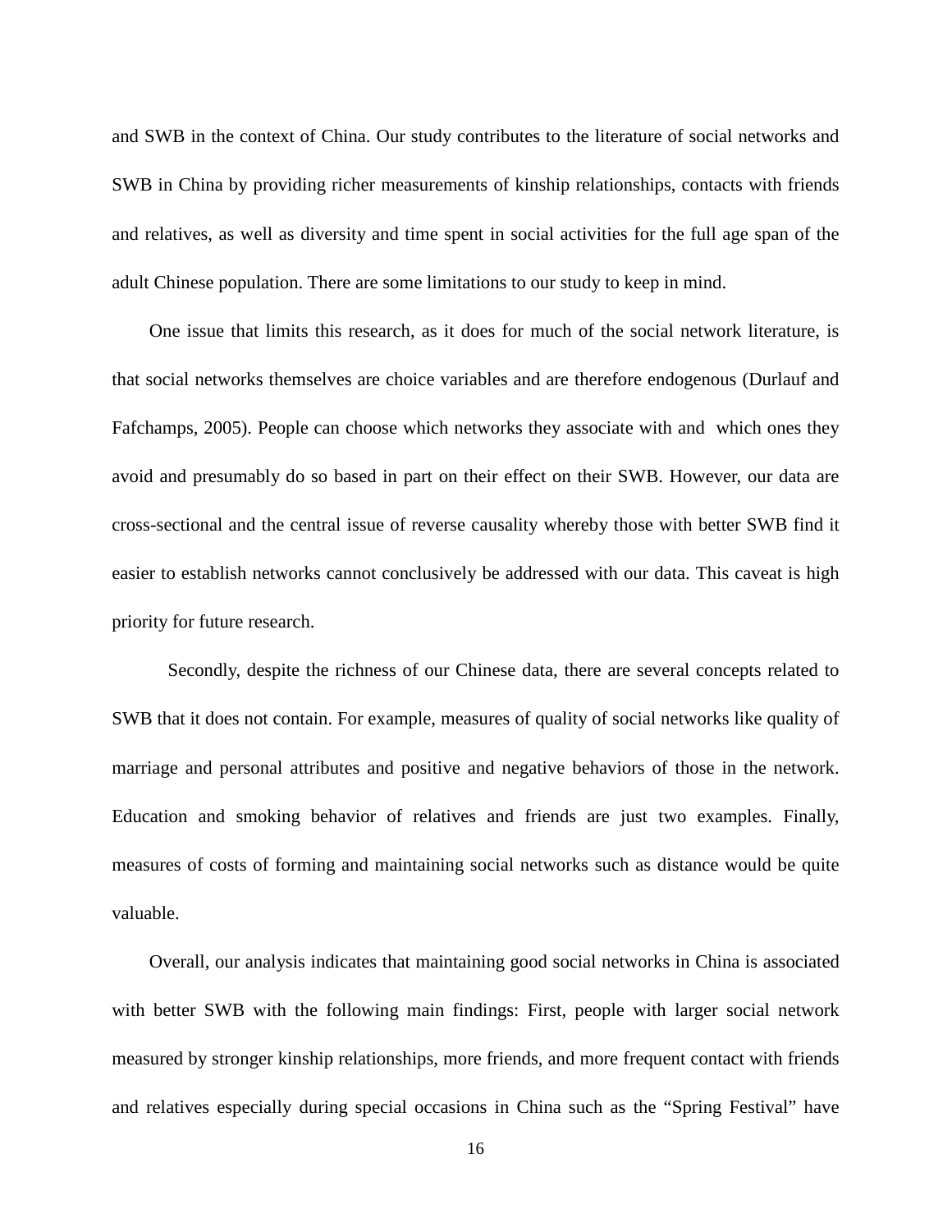and SWB in the context of China. Our study contributes to the literature of social networks and SWB in China by providing richer measurements of kinship relationships, contacts with friends and relatives, as well as diversity and time spent in social activities for the full age span of the adult Chinese population. There are some limitations to our study to keep in mind.

One issue that limits this research, as it does for much of the social network literature, is that social networks themselves are choice variables and are therefore endogenous (Durlauf and Fafchamps, 2005). People can choose which networks they associate with and which ones they avoid and presumably do so based in part on their effect on their SWB. However, our data are cross-sectional and the central issue of reverse causality whereby those with better SWB find it easier to establish networks cannot conclusively be addressed with our data. This caveat is high priority for future research.

Secondly, despite the richness of our Chinese data, there are several concepts related to SWB that it does not contain. For example, measures of quality of social networks like quality of marriage and personal attributes and positive and negative behaviors of those in the network. Education and smoking behavior of relatives and friends are just two examples. Finally, measures of costs of forming and maintaining social networks such as distance would be quite valuable.

Overall, our analysis indicates that maintaining good social networks in China is associated with better SWB with the following main findings: First, people with larger social network measured by stronger kinship relationships, more friends, and more frequent contact with friends and relatives especially during special occasions in China such as the "Spring Festival" have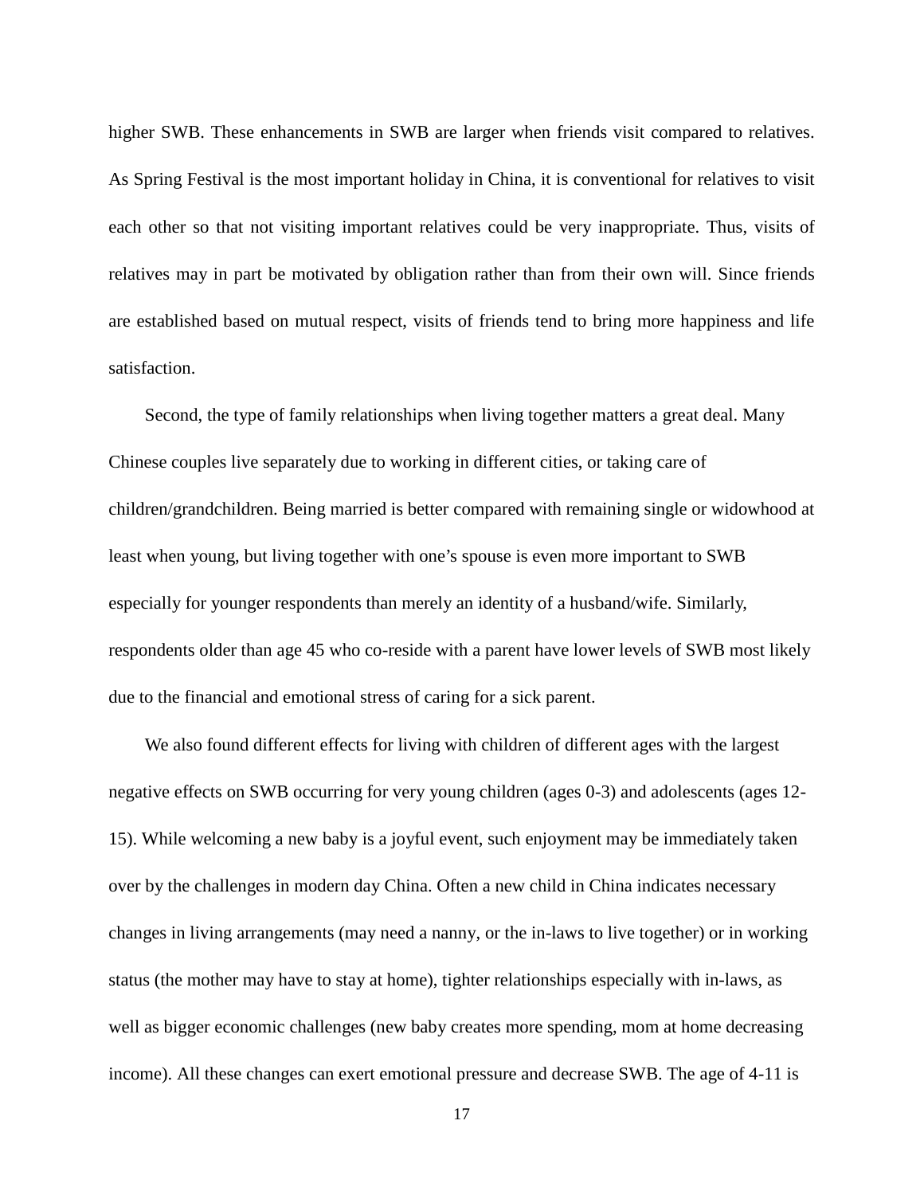higher SWB. These enhancements in SWB are larger when friends visit compared to relatives. As Spring Festival is the most important holiday in China, it is conventional for relatives to visit each other so that not visiting important relatives could be very inappropriate. Thus, visits of relatives may in part be motivated by obligation rather than from their own will. Since friends are established based on mutual respect, visits of friends tend to bring more happiness and life satisfaction.

Second, the type of family relationships when living together matters a great deal. Many Chinese couples live separately due to working in different cities, or taking care of children/grandchildren. Being married is better compared with remaining single or widowhood at least when young, but living together with one's spouse is even more important to SWB especially for younger respondents than merely an identity of a husband/wife. Similarly, respondents older than age 45 who co-reside with a parent have lower levels of SWB most likely due to the financial and emotional stress of caring for a sick parent.

We also found different effects for living with children of different ages with the largest negative effects on SWB occurring for very young children (ages 0-3) and adolescents (ages 12-15). While welcoming a new baby is a joyful event, such enjoyment may be immediately taken over by the challenges in modern day China. Often a new child in China indicates necessary changes in living arrangements (may need a nanny, or the in-laws to live together) or in working status (the mother may have to stay at home), tighter relationships especially with in-laws, as well as bigger economic challenges (new baby creates more spending, mom at home decreasing income). All these changes can exert emotional pressure and decrease SWB. The age of 4-11 is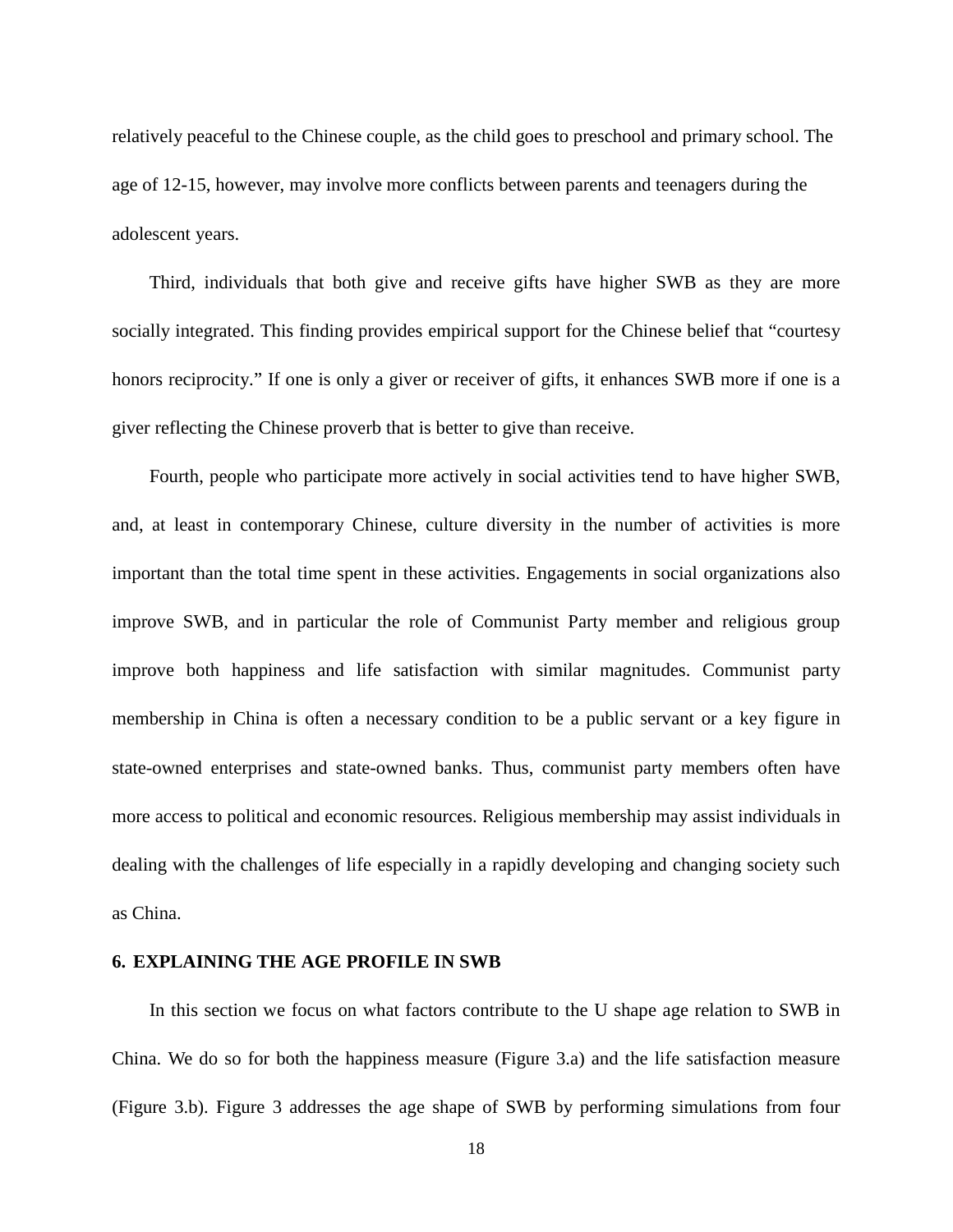relatively peaceful to the Chinese couple, as the child goes to preschool and primary school. The age of 12-15, however, may involve more conflicts between parents and teenagers during the adolescent years.

Third, individuals that both give and receive gifts have higher SWB as they are more socially integrated. This finding provides empirical support for the Chinese belief that "courtesy honors reciprocity." If one is only a giver or receiver of gifts, it enhances SWB more if one is a giver reflecting the Chinese proverb that is better to give than receive.

Fourth, people who participate more actively in social activities tend to have higher SWB, and, at least in contemporary Chinese, culture diversity in the number of activities is more important than the total time spent in these activities. Engagements in social organizations also improve SWB, and in particular the role of Communist Party member and religious group improve both happiness and life satisfaction with similar magnitudes. Communist party membership in China is often a necessary condition to be a public servant or a key figure in state-owned enterprises and state-owned banks. Thus, communist party members often have more access to political and economic resources. Religious membership may assist individuals in dealing with the challenges of life especially in a rapidly developing and changing society such as China.

## 6. EXPLAINING THE AGE PROFILE IN SWB

In this section we focus on what factors contribute to the U shape age relation to SWB in China. We do so for both the happiness measure (Figure 3.a) and the life satisfaction measure (Figure 3.b). Figure 3 addresses the age shape of SWB by performing simulations from four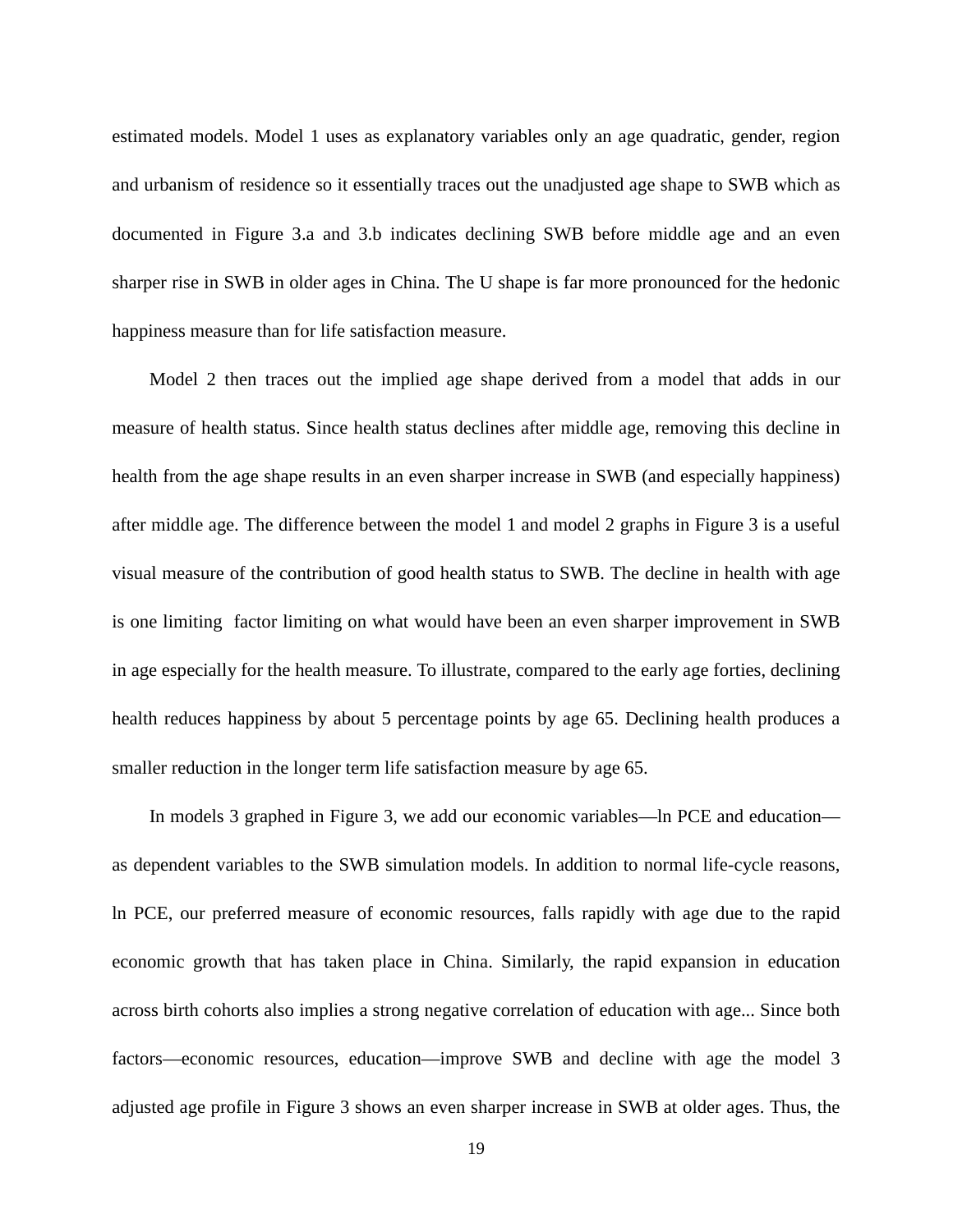estimated models. Model 1 uses as explanatory variables only an age quadratic, gender, region and urbanism of residence so it essentially traces out the unadjusted age shape to SWB which as documented in Figure 3.a and 3.b indicates declining SWB before middle age and an even sharper rise in SWB in older ages in China. The U shape is far more pronounced for the hedonic happiness measure than for life satisfaction measure.

Model 2 then traces out the implied age shape derived from a model that adds in our measure of health status. Since health status declines after middle age, removing this decline in health from the age shape results in an even sharper increase in SWB (and especially happiness) after middle age. The difference between the model 1 and model 2 graphs in Figure 3 is a useful visual measure of the contribution of good health status to SWB. The decline in health with age is one limiting  factor limiting on what would have been an even sharper improvement in SWB in age especially for the health measure. To illustrate, compared to the early age forties, declining health reduces happiness by about 5 percentage points by age 65. Declining health produces a smaller reduction in the longer term life satisfaction measure by age 65.

In models 3 graphed in Figure 3, we add our economic variables—ln PCE and education—as dependent variables to the SWB simulation models. In addition to normal life-cycle reasons, ln PCE, our preferred measure of economic resources, falls rapidly with age due to the rapid economic growth that has taken place in China. Similarly, the rapid expansion in education across birth cohorts also implies a strong negative correlation of education with age... Since both factors—economic resources, education—improve SWB and decline with age the model 3 adjusted age profile in Figure 3 shows an even sharper increase in SWB at older ages. Thus, the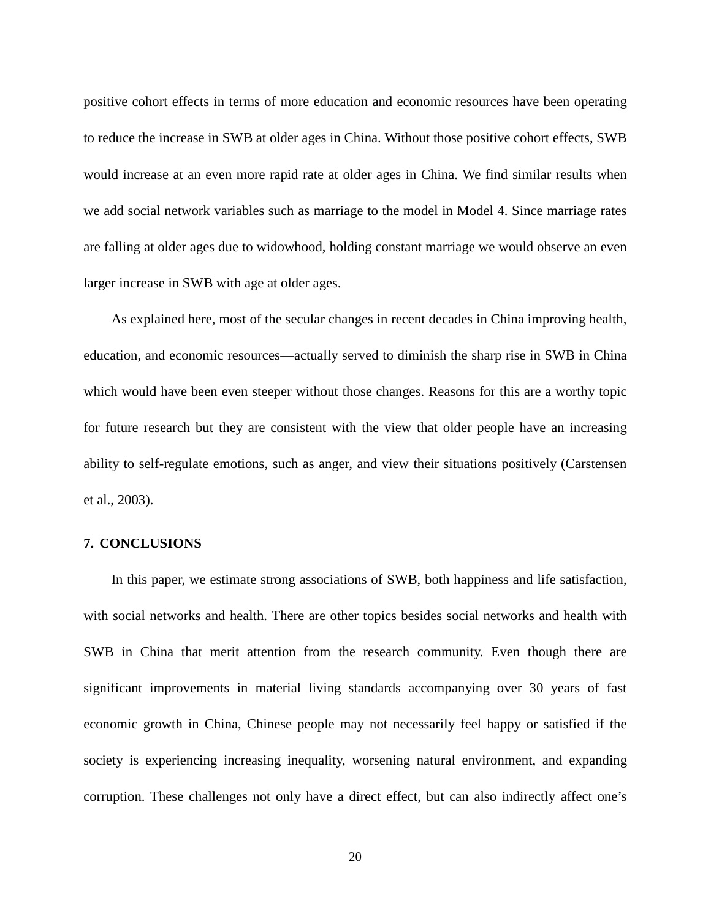positive cohort effects in terms of more education and economic resources have been operating to reduce the increase in SWB at older ages in China. Without those positive cohort effects, SWB would increase at an even more rapid rate at older ages in China. We find similar results when we add social network variables such as marriage to the model in Model 4. Since marriage rates are falling at older ages due to widowhood, holding constant marriage we would observe an even larger increase in SWB with age at older ages.

As explained here, most of the secular changes in recent decades in China improving health, education, and economic resources—actually served to diminish the sharp rise in SWB in China which would have been even steeper without those changes. Reasons for this are a worthy topic for future research but they are consistent with the view that older people have an increasing ability to self-regulate emotions, such as anger, and view their situations positively (Carstensen et al., 2003).

## 7. CONCLUSIONS

In this paper, we estimate strong associations of SWB, both happiness and life satisfaction, with social networks and health. There are other topics besides social networks and health with SWB in China that merit attention from the research community. Even though there are significant improvements in material living standards accompanying over 30 years of fast economic growth in China, Chinese people may not necessarily feel happy or satisfied if the society is experiencing increasing inequality, worsening natural environment, and expanding corruption. These challenges not only have a direct effect, but can also indirectly affect one's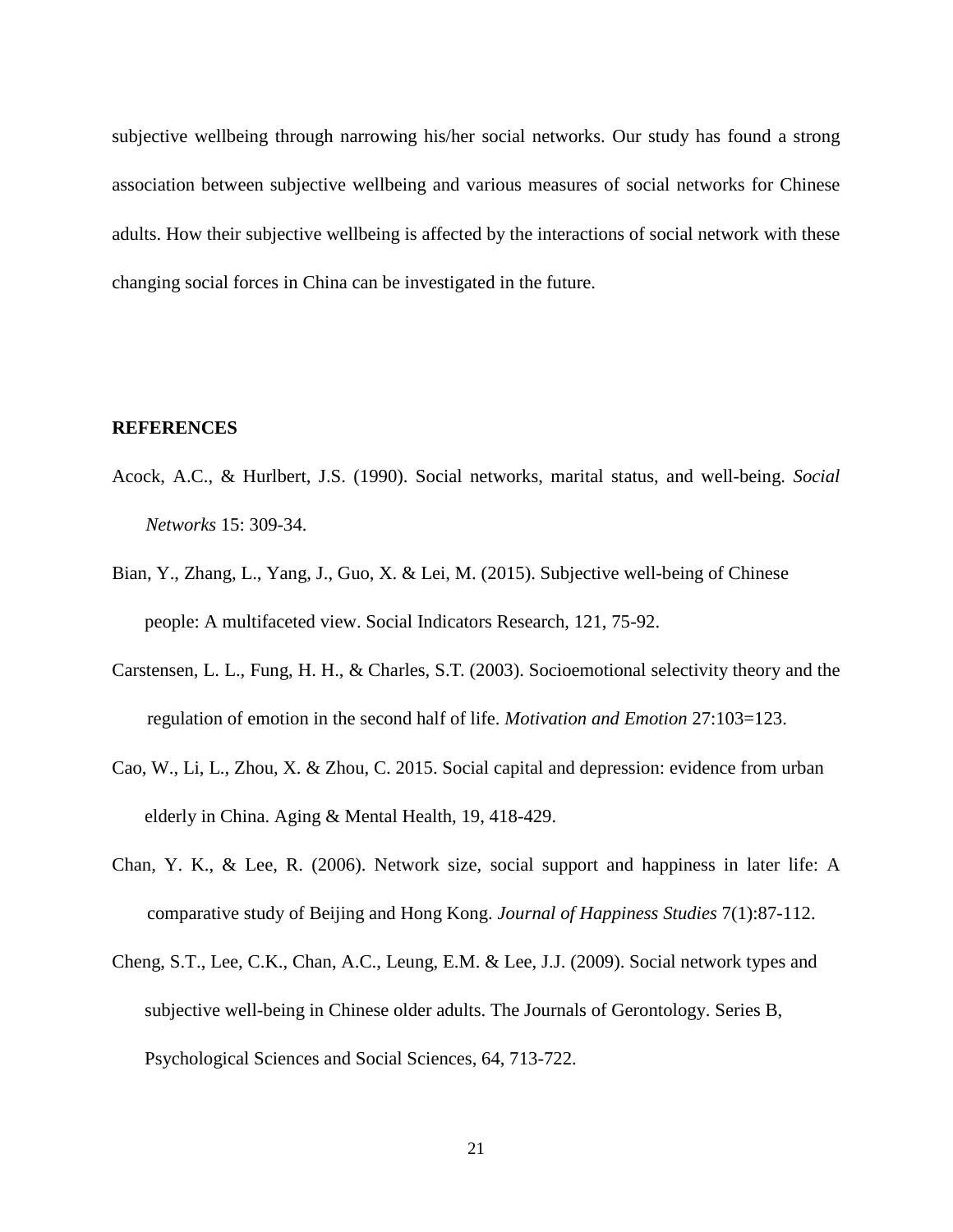subjective wellbeing through narrowing his/her social networks. Our study has found a strong association between subjective wellbeing and various measures of social networks for Chinese adults. How their subjective wellbeing is affected by the interactions of social network with these changing social forces in China can be investigated in the future.

## REFERENCES

Acock, A.C., & Hurlbert, J.S. (1990). Social networks, marital status, and well-being. *Social Networks* 15: 309-34.

Bian, Y., Zhang, L., Yang, J., Guo, X. & Lei, M. (2015). Subjective well-being of Chinese people: A multifaceted view. Social Indicators Research, 121, 75-92.

Carstensen, L. L., Fung, H. H., & Charles, S.T. (2003). Socioemotional selectivity theory and the regulation of emotion in the second half of life. *Motivation and Emotion* 27:103=123.

Cao, W., Li, L., Zhou, X. & Zhou, C. 2015. Social capital and depression: evidence from urban elderly in China. Aging & Mental Health, 19, 418-429.

Chan, Y. K., & Lee, R. (2006). Network size, social support and happiness in later life: A comparative study of Beijing and Hong Kong. *Journal of Happiness Studies* 7(1):87-112.

Cheng, S.T., Lee, C.K., Chan, A.C., Leung, E.M. & Lee, J.J. (2009). Social network types and subjective well-being in Chinese older adults. The Journals of Gerontology. Series B, Psychological Sciences and Social Sciences, 64, 713-722.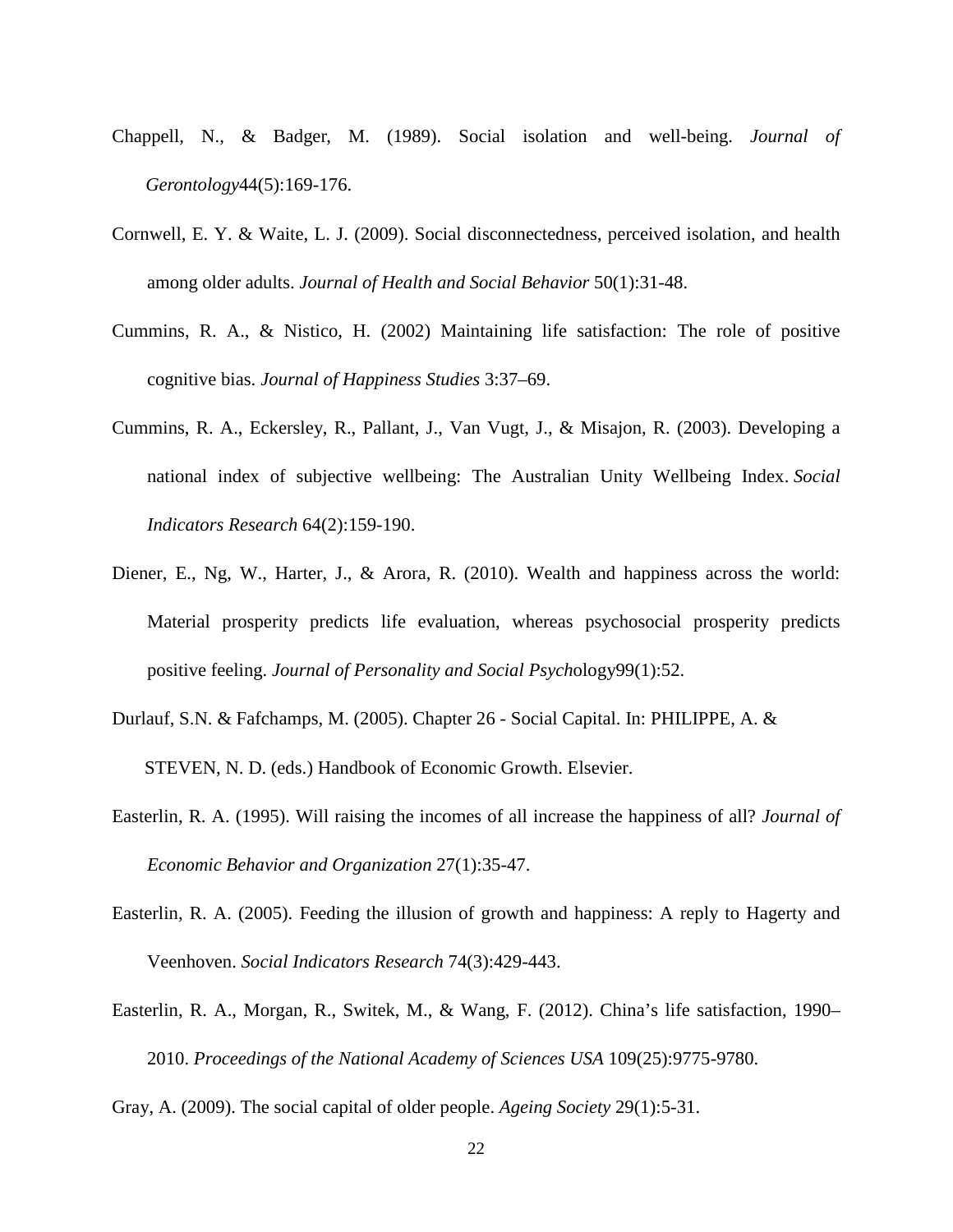Chappell, N., & Badger, M. (1989). Social isolation and well-being. *Journal of Gerontology*44(5):169-176.

Cornwell, E. Y. & Waite, L. J. (2009). Social disconnectedness, perceived isolation, and health among older adults. *Journal of Health and Social Behavior* 50(1):31-48.

Cummins, R. A., & Nistico, H. (2002) Maintaining life satisfaction: The role of positive cognitive bias. *Journal of Happiness Studies* 3:37–69.

Cummins, R. A., Eckersley, R., Pallant, J., Van Vugt, J., & Misajon, R. (2003). Developing a national index of subjective wellbeing: The Australian Unity Wellbeing Index. *Social Indicators Research* 64(2):159-190.

Diener, E., Ng, W., Harter, J., & Arora, R. (2010). Wealth and happiness across the world: Material prosperity predicts life evaluation, whereas psychosocial prosperity predicts positive feeling. *Journal of Personality and Social Psych*ology99(1):52.

Durlauf, S.N. & Fafchamps, M. (2005). Chapter 26 - Social Capital. In: PHILIPPE, A. & STEVEN, N. D. (eds.) Handbook of Economic Growth. Elsevier.

Easterlin, R. A. (1995). Will raising the incomes of all increase the happiness of all? *Journal of Economic Behavior and Organization* 27(1):35-47.

Easterlin, R. A. (2005). Feeding the illusion of growth and happiness: A reply to Hagerty and Veenhoven. *Social Indicators Research* 74(3):429-443.

Easterlin, R. A., Morgan, R., Switek, M., & Wang, F. (2012). China's life satisfaction, 1990–2010. *Proceedings of the National Academy of Sciences USA* 109(25):9775-9780.

Gray, A. (2009). The social capital of older people. *Ageing Society* 29(1):5-31.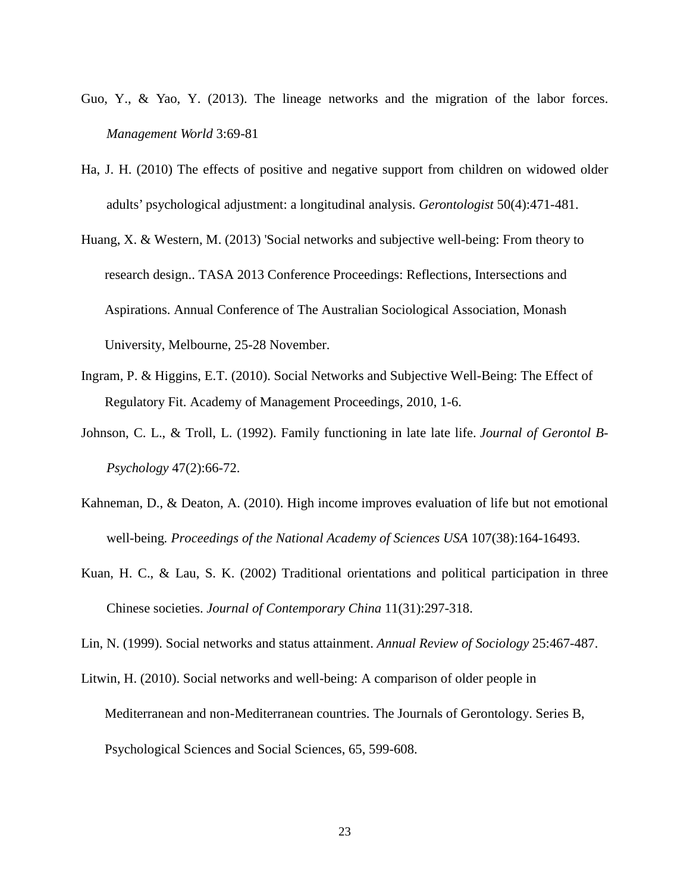Guo, Y., & Yao, Y. (2013). The lineage networks and the migration of the labor forces. *Management World* 3:69-81

Ha, J. H. (2010) The effects of positive and negative support from children on widowed older adults' psychological adjustment: a longitudinal analysis. *Gerontologist* 50(4):471-481.

Huang, X. & Western, M. (2013) 'Social networks and subjective well-being: From theory to research design.. TASA 2013 Conference Proceedings: Reflections, Intersections and Aspirations. Annual Conference of The Australian Sociological Association, Monash University, Melbourne, 25-28 November.

Ingram, P. & Higgins, E.T. (2010). Social Networks and Subjective Well-Being: The Effect of Regulatory Fit. Academy of Management Proceedings, 2010, 1-6.

Johnson, C. L., & Troll, L. (1992). Family functioning in late late life. *Journal of Gerontol B-Psychology* 47(2):66-72.

Kahneman, D., & Deaton, A. (2010). High income improves evaluation of life but not emotional well-being. *Proceedings of the National Academy of Sciences USA* 107(38):164-16493.

Kuan, H. C., & Lau, S. K. (2002) Traditional orientations and political participation in three Chinese societies. *Journal of Contemporary China* 11(31):297-318.

Lin, N. (1999). Social networks and status attainment. *Annual Review of Sociology* 25:467-487.

Litwin, H. (2010). Social networks and well-being: A comparison of older people in Mediterranean and non-Mediterranean countries. The Journals of Gerontology. Series B, Psychological Sciences and Social Sciences, 65, 599-608.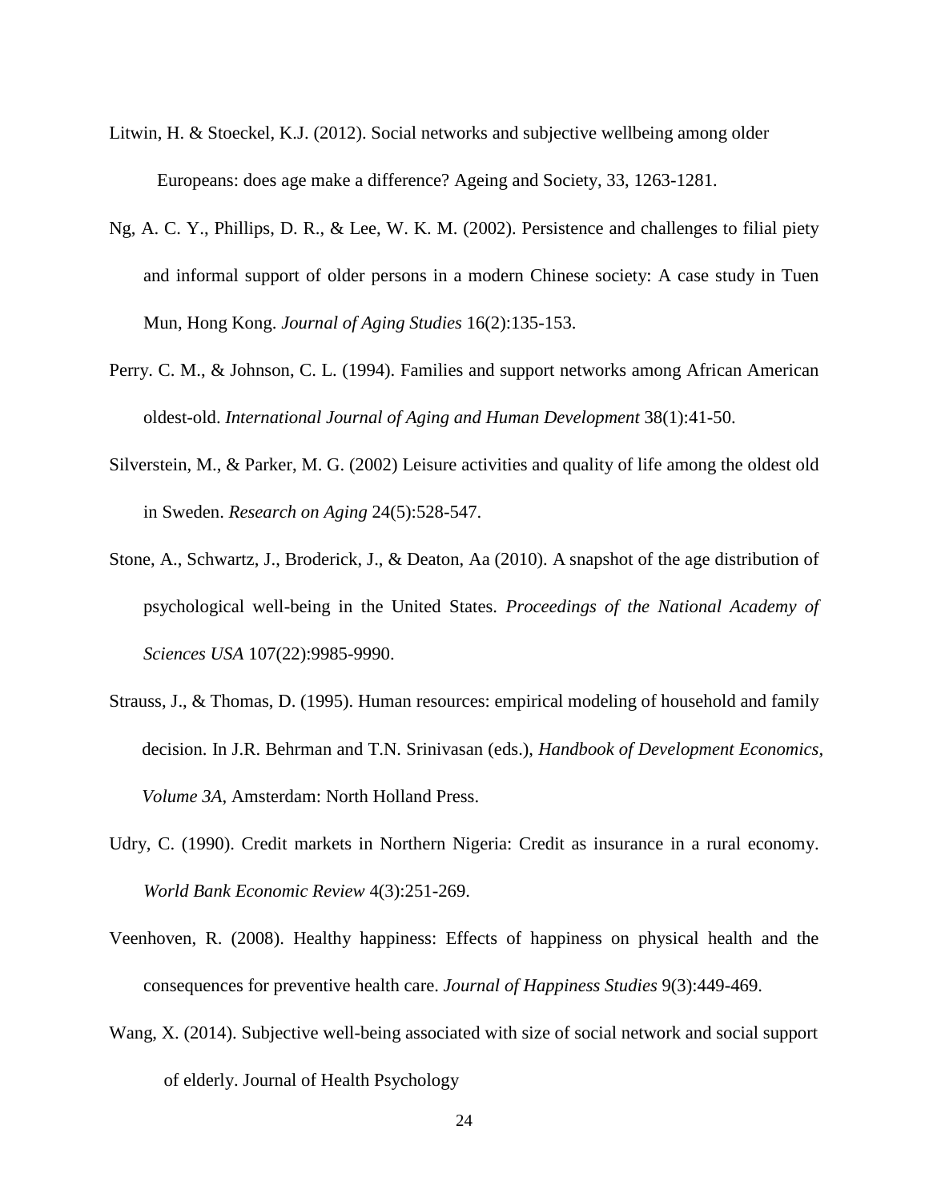Litwin, H. & Stoeckel, K.J. (2012). Social networks and subjective wellbeing among older Europeans: does age make a difference? Ageing and Society, 33, 1263-1281.

Ng, A. C. Y., Phillips, D. R., & Lee, W. K. M. (2002). Persistence and challenges to filial piety and informal support of older persons in a modern Chinese society: A case study in Tuen Mun, Hong Kong. *Journal of Aging Studies* 16(2):135-153.

Perry. C. M., & Johnson, C. L. (1994). Families and support networks among African American oldest-old. *International Journal of Aging and Human Development* 38(1):41-50.

Silverstein, M., & Parker, M. G. (2002) Leisure activities and quality of life among the oldest old in Sweden. *Research on Aging* 24(5):528-547.

Stone, A., Schwartz, J., Broderick, J., & Deaton, Aa (2010). A snapshot of the age distribution of psychological well-being in the United States. *Proceedings of the National Academy of Sciences USA* 107(22):9985-9990.

Strauss, J., & Thomas, D. (1995). Human resources: empirical modeling of household and family decision. In J.R. Behrman and T.N. Srinivasan (eds.), *Handbook of Development Economics, Volume 3A*, Amsterdam: North Holland Press.

Udry, C. (1990). Credit markets in Northern Nigeria: Credit as insurance in a rural economy. *World Bank Economic Review* 4(3):251-269.

Veenhoven, R. (2008). Healthy happiness: Effects of happiness on physical health and the consequences for preventive health care. *Journal of Happiness Studies* 9(3):449-469.

Wang, X. (2014). Subjective well-being associated with size of social network and social support of elderly. Journal of Health Psychology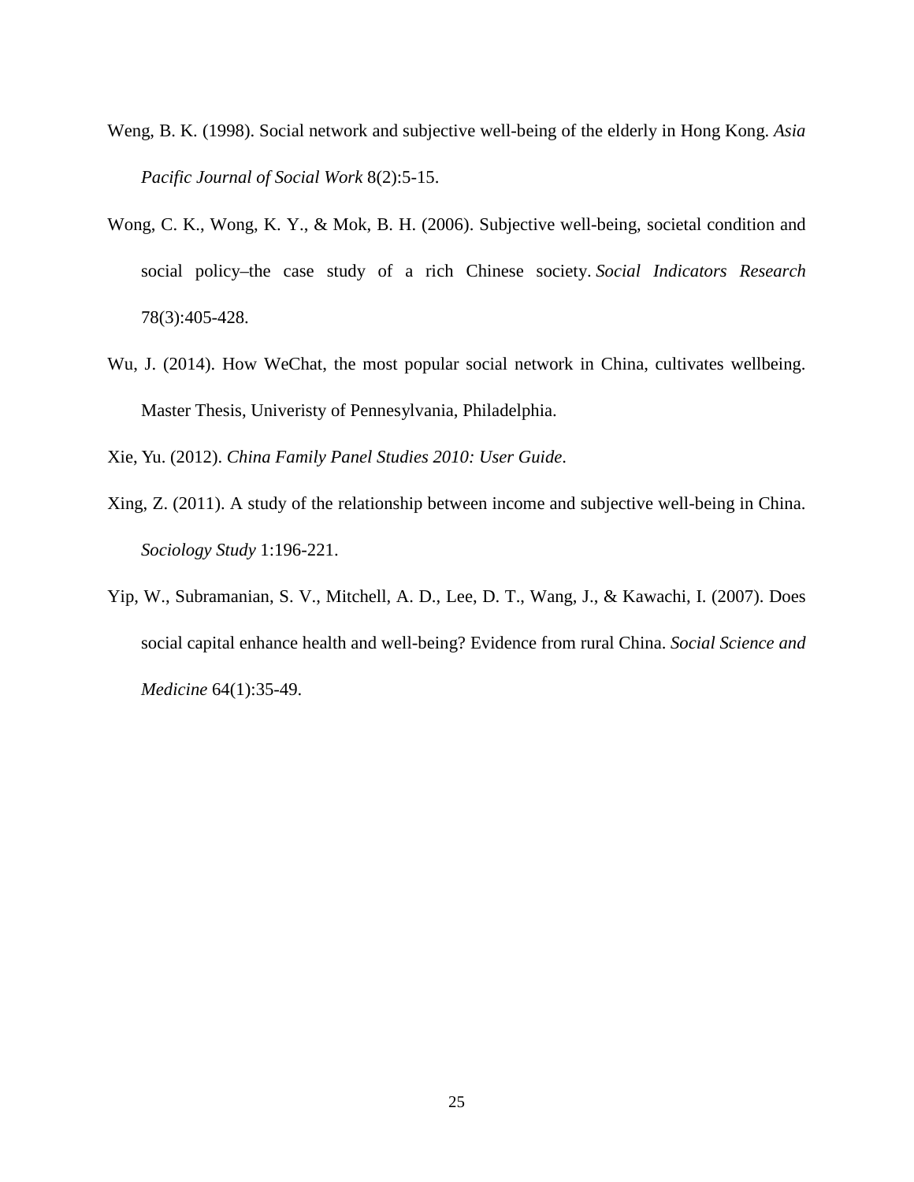Weng, B. K. (1998). Social network and subjective well-being of the elderly in Hong Kong. *Asia Pacific Journal of Social Work* 8(2):5-15.

Wong, C. K., Wong, K. Y., & Mok, B. H. (2006). Subjective well-being, societal condition and social policy–the case study of a rich Chinese society. *Social Indicators Research* 78(3):405-428.

Wu, J. (2014). How WeChat, the most popular social network in China, cultivates wellbeing. Master Thesis, Univeristy of Pennesylvania, Philadelphia.

Xie, Yu. (2012). *China Family Panel Studies 2010: User Guide*.

Xing, Z. (2011). A study of the relationship between income and subjective well-being in China. *Sociology Study* 1:196-221.

Yip, W., Subramanian, S. V., Mitchell, A. D., Lee, D. T., Wang, J., & Kawachi, I. (2007). Does social capital enhance health and well-being? Evidence from rural China. *Social Science and Medicine* 64(1):35-49.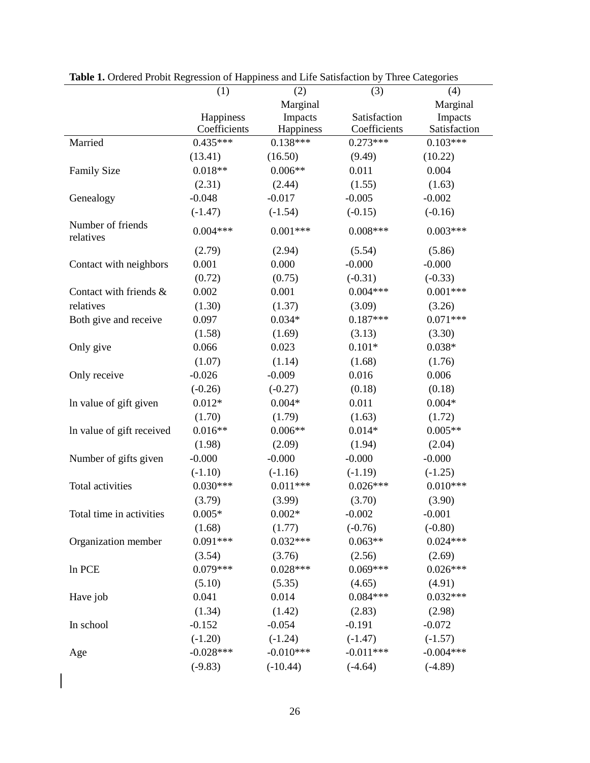**Table 1.** Ordered Probit Regression of Happiness and Life Satisfaction by Three Categories

| | (1) | (2) | (3) | (4) |
|---|---|---|---|---|
| | Happiness Coefficients | Marginal Impacts Happiness | Satisfaction Coefficients | Marginal Impacts Satisfaction |
| Married | 0.435*** | 0.138*** | 0.273*** | 0.103*** |
| | (13.41) | (16.50) | (9.49) | (10.22) |
| Family Size | 0.018** | 0.006** | 0.011 | 0.004 |
| | (2.31) | (2.44) | (1.55) | (1.63) |
| Genealogy | -0.048 | -0.017 | -0.005 | -0.002 |
| | (-1.47) | (-1.54) | (-0.15) | (-0.16) |
| Number of friends relatives | 0.004*** | 0.001*** | 0.008*** | 0.003*** |
| | (2.79) | (2.94) | (5.54) | (5.86) |
| Contact with neighbors | 0.001 | 0.000 | -0.000 | -0.000 |
| | (0.72) | (0.75) | (-0.31) | (-0.33) |
| Contact with friends & relatives | 0.002 | 0.001 | 0.004*** | 0.001*** |
| | (1.30) | (1.37) | (3.09) | (3.26) |
| Both give and receive | 0.097 | 0.034* | 0.187*** | 0.071*** |
| | (1.58) | (1.69) | (3.13) | (3.30) |
| Only give | 0.066 | 0.023 | 0.101* | 0.038* |
| | (1.07) | (1.14) | (1.68) | (1.76) |
| Only receive | -0.026 | -0.009 | 0.016 | 0.006 |
| | (-0.26) | (-0.27) | (0.18) | (0.18) |
| ln value of gift given | 0.012* | 0.004* | 0.011 | 0.004* |
| | (1.70) | (1.79) | (1.63) | (1.72) |
| ln value of gift received | 0.016** | 0.006** | 0.014* | 0.005** |
| | (1.98) | (2.09) | (1.94) | (2.04) |
| Number of gifts given | -0.000 | -0.000 | -0.000 | -0.000 |
| | (-1.10) | (-1.16) | (-1.19) | (-1.25) |
| Total activities | 0.030*** | 0.011*** | 0.026*** | 0.010*** |
| | (3.79) | (3.99) | (3.70) | (3.90) |
| Total time in activities | 0.005* | 0.002* | -0.002 | -0.001 |
| | (1.68) | (1.77) | (-0.76) | (-0.80) |
| Organization member | 0.091*** | 0.032*** | 0.063** | 0.024*** |
| | (3.54) | (3.76) | (2.56) | (2.69) |
| ln PCE | 0.079*** | 0.028*** | 0.069*** | 0.026*** |
| | (5.10) | (5.35) | (4.65) | (4.91) |
| Have job | 0.041 | 0.014 | 0.084*** | 0.032*** |
| | (1.34) | (1.42) | (2.83) | (2.98) |
| In school | -0.152 | -0.054 | -0.191 | -0.072 |
| | (-1.20) | (-1.24) | (-1.47) | (-1.57) |
| Age | -0.028*** | -0.010*** | -0.011*** | -0.004*** |
| | (-9.83) | (-10.44) | (-4.64) | (-4.89) |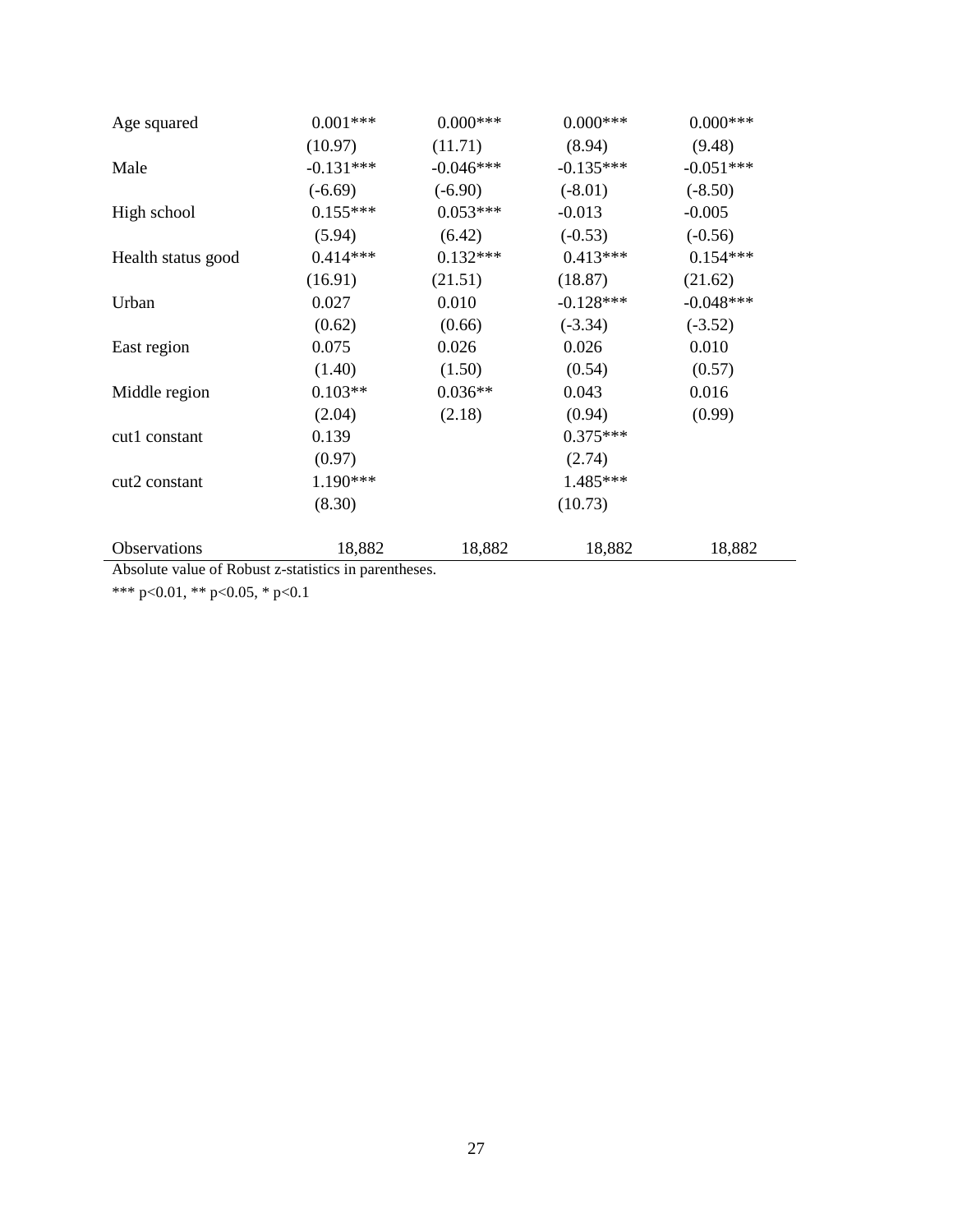| | | | | |
|---|---|---|---|---|
| Age squared | 0.001*** | 0.000*** | 0.000*** | 0.000*** |
| | (10.97) | (11.71) | (8.94) | (9.48) |
| Male | -0.131*** | -0.046*** | -0.135*** | -0.051*** |
| | (-6.69) | (-6.90) | (-8.01) | (-8.50) |
| High school | 0.155*** | 0.053*** | -0.013 | -0.005 |
| | (5.94) | (6.42) | (-0.53) | (-0.56) |
| Health status good | 0.414*** | 0.132*** | 0.413*** | 0.154*** |
| | (16.91) | (21.51) | (18.87) | (21.62) |
| Urban | 0.027 | 0.010 | -0.128*** | -0.048*** |
| | (0.62) | (0.66) | (-3.34) | (-3.52) |
| East region | 0.075 | 0.026 | 0.026 | 0.010 |
| | (1.40) | (1.50) | (0.54) | (0.57) |
| Middle region | 0.103** | 0.036** | 0.043 | 0.016 |
| | (2.04) | (2.18) | (0.94) | (0.99) |
| cut1 constant | 0.139 | | 0.375*** | |
| | (0.97) | | (2.74) | |
| cut2 constant | 1.190*** | | 1.485*** | |
| | (8.30) | | (10.73) | |
| Observations | 18,882 | 18,882 | 18,882 | 18,882 |

Absolute value of Robust z-statistics in parentheses.

*** p<0.01, ** p<0.05, * p<0.1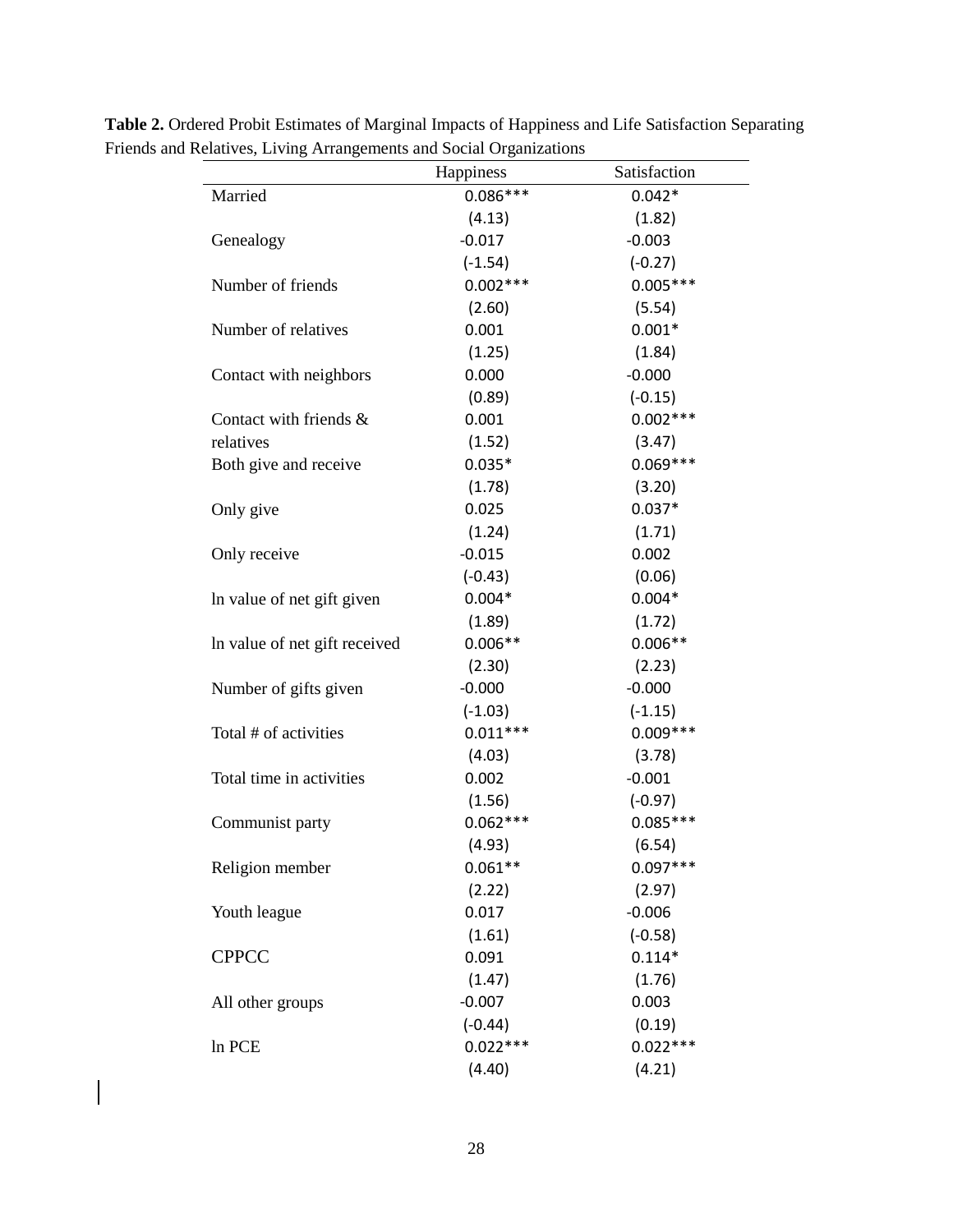**Table 2.** Ordered Probit Estimates of Marginal Impacts of Happiness and Life Satisfaction Separating Friends and Relatives, Living Arrangements and Social Organizations

| | Happiness | Satisfaction |
|---|---|---|
| Married | 0.086*** | 0.042* |
| | (4.13) | (1.82) |
| Genealogy | -0.017 | -0.003 |
| | (-1.54) | (-0.27) |
| Number of friends | 0.002*** | 0.005*** |
| | (2.60) | (5.54) |
| Number of relatives | 0.001 | 0.001* |
| | (1.25) | (1.84) |
| Contact with neighbors | 0.000 | -0.000 |
| | (0.89) | (-0.15) |
| Contact with friends & relatives | 0.001 | 0.002*** |
| | (1.52) | (3.47) |
| Both give and receive | 0.035* | 0.069*** |
| | (1.78) | (3.20) |
| Only give | 0.025 | 0.037* |
| | (1.24) | (1.71) |
| Only receive | -0.015 | 0.002 |
| | (-0.43) | (0.06) |
| ln value of net gift given | 0.004* | 0.004* |
| | (1.89) | (1.72) |
| ln value of net gift received | 0.006** | 0.006** |
| | (2.30) | (2.23) |
| Number of gifts given | -0.000 | -0.000 |
| | (-1.03) | (-1.15) |
| Total # of activities | 0.011*** | 0.009*** |
| | (4.03) | (3.78) |
| Total time in activities | 0.002 | -0.001 |
| | (1.56) | (-0.97) |
| Communist party | 0.062*** | 0.085*** |
| | (4.93) | (6.54) |
| Religion member | 0.061** | 0.097*** |
| | (2.22) | (2.97) |
| Youth league | 0.017 | -0.006 |
| | (1.61) | (-0.58) |
| CPPCC | 0.091 | 0.114* |
| | (1.47) | (1.76) |
| All other groups | -0.007 | 0.003 |
| | (-0.44) | (0.19) |
| ln PCE | 0.022*** | 0.022*** |
| | (4.40) | (4.21) |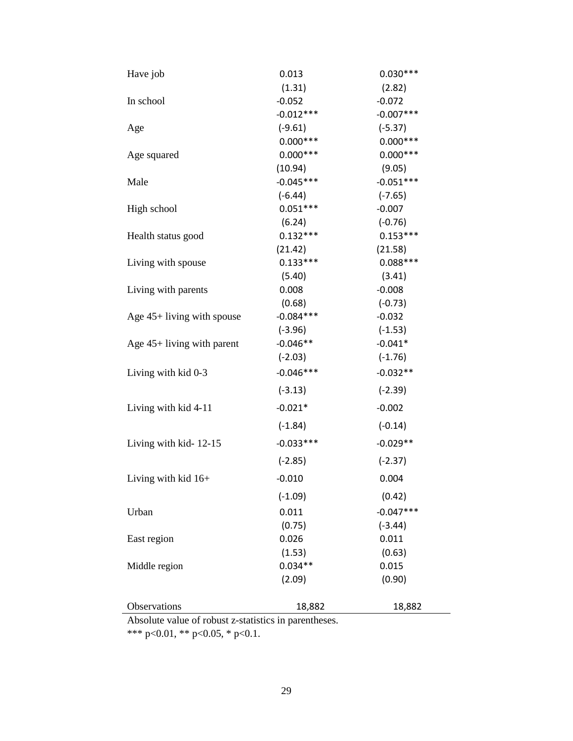| | | |
|---|---|---|
| Have job | 0.013 | 0.030*** |
| | (1.31) | (2.82) |
| In school | -0.052 | -0.072 |
| | -0.012*** | -0.007*** |
| Age | (-9.61) | (-5.37) |
| | 0.000*** | 0.000*** |
| Age squared | 0.000*** | 0.000*** |
| | (10.94) | (9.05) |
| Male | -0.045*** | -0.051*** |
| | (-6.44) | (-7.65) |
| High school | 0.051*** | -0.007 |
| | (6.24) | (-0.76) |
| Health status good | 0.132*** | 0.153*** |
| | (21.42) | (21.58) |
| Living with spouse | 0.133*** | 0.088*** |
| | (5.40) | (3.41) |
| Living with parents | 0.008 | -0.008 |
| | (0.68) | (-0.73) |
| Age 45+ living with spouse | -0.084*** | -0.032 |
| | (-3.96) | (-1.53) |
| Age 45+ living with parent | -0.046** | -0.041* |
| | (-2.03) | (-1.76) |
| Living with kid 0-3 | -0.046*** | -0.032** |
| | (-3.13) | (-2.39) |
| Living with kid 4-11 | -0.021* | -0.002 |
| | (-1.84) | (-0.14) |
| Living with kid- 12-15 | -0.033*** | -0.029** |
| | (-2.85) | (-2.37) |
| Living with kid 16+ | -0.010 | 0.004 |
| | (-1.09) | (0.42) |
| Urban | 0.011 | -0.047*** |
| | (0.75) | (-3.44) |
| East region | 0.026 | 0.011 |
| | (1.53) | (0.63) |
| Middle region | 0.034** | 0.015 |
| | (2.09) | (0.90) |
| Observations | 18,882 | 18,882 |

Absolute value of robust z-statistics in parentheses.
*** p<0.01, ** p<0.05, * p<0.1.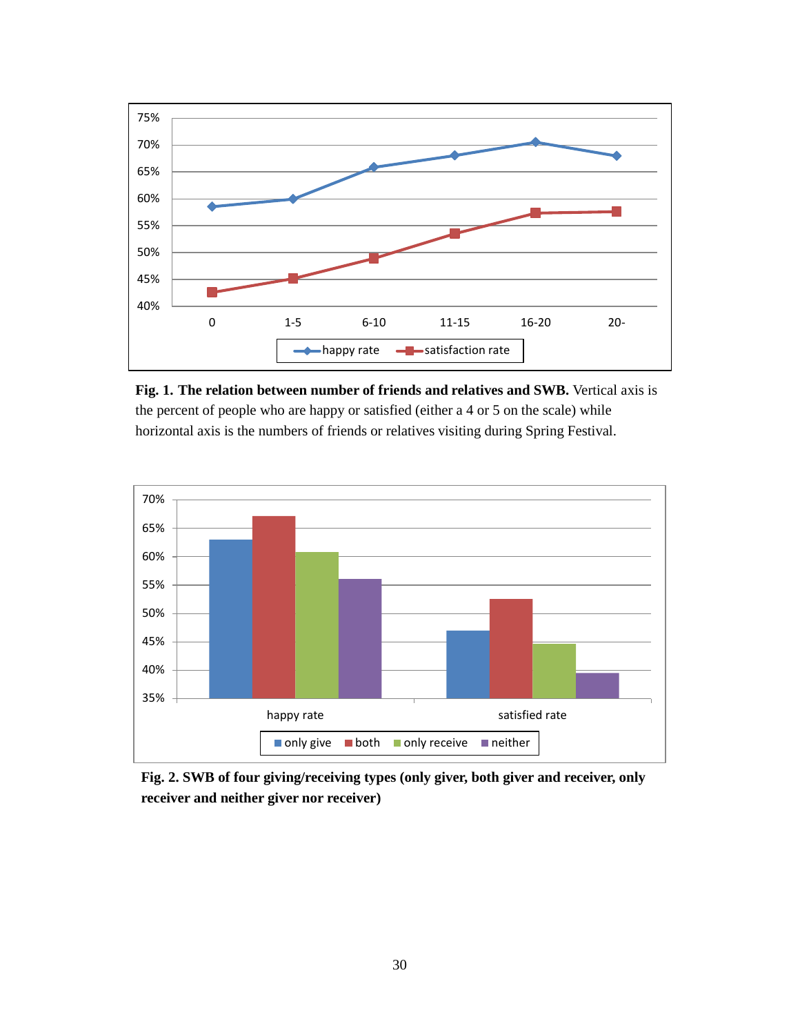**Fig. 1. The relation between number of friends and relatives and SWB.** Vertical axis is the percent of people who are happy or satisfied (either a 4 or 5 on the scale) while horizontal axis is the numbers of friends or relatives visiting during Spring Festival.

**Fig. 2. SWB of four giving/receiving types (only giver, both giver and receiver, only receiver and neither giver nor receiver)**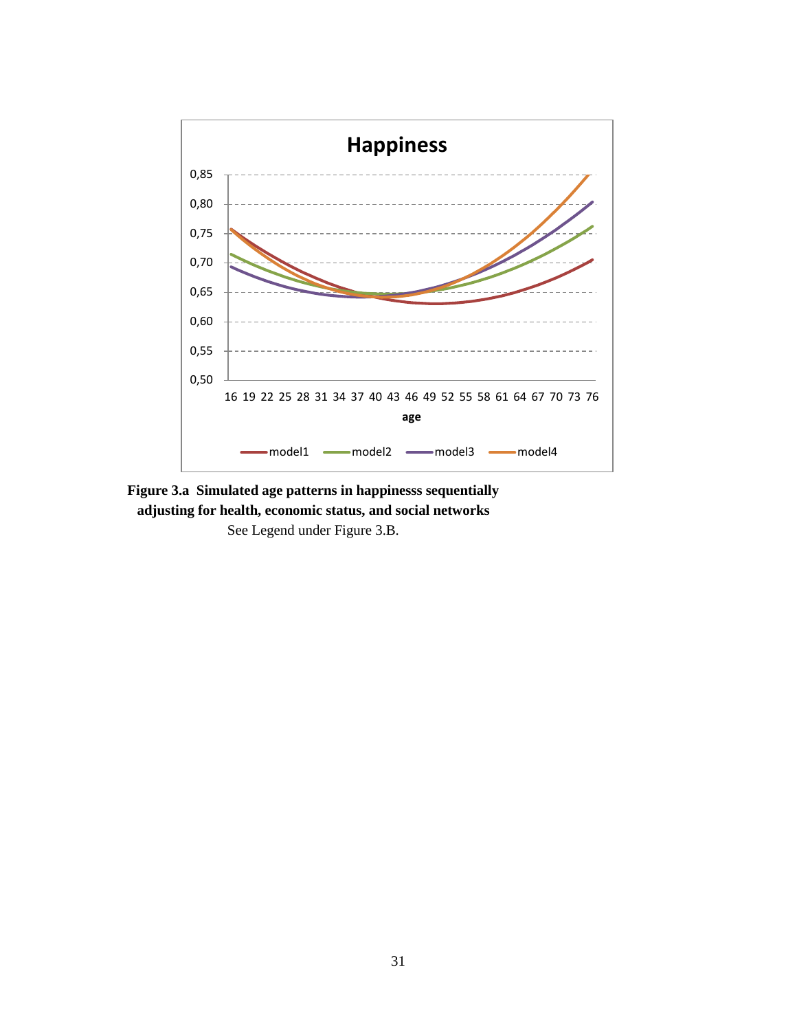**Figure 3.a Simulated age patterns in happinesss sequentially adjusting for health, economic status, and social networks**

See Legend under Figure 3.B.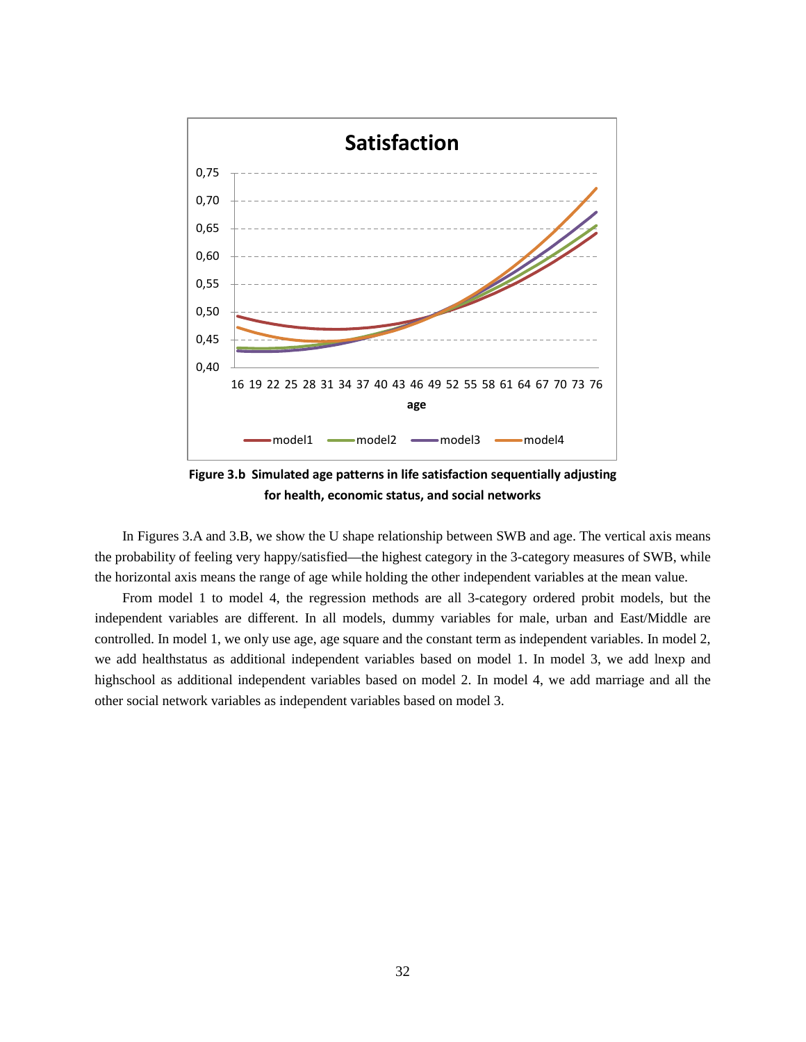**Figure 3.b Simulated age patterns in life satisfaction sequentially adjusting for health, economic status, and social networks**

In Figures 3.A and 3.B, we show the U shape relationship between SWB and age. The vertical axis means the probability of feeling very happy/satisfied—the highest category in the 3-category measures of SWB, while the horizontal axis means the range of age while holding the other independent variables at the mean value.

From model 1 to model 4, the regression methods are all 3-category ordered probit models, but the independent variables are different. In all models, dummy variables for male, urban and East/Middle are controlled. In model 1, we only use age, age square and the constant term as independent variables. In model 2, we add healthstatus as additional independent variables based on model 1. In model 3, we add lnexp and highschool as additional independent variables based on model 2. In model 4, we add marriage and all the other social network variables as independent variables based on model 3.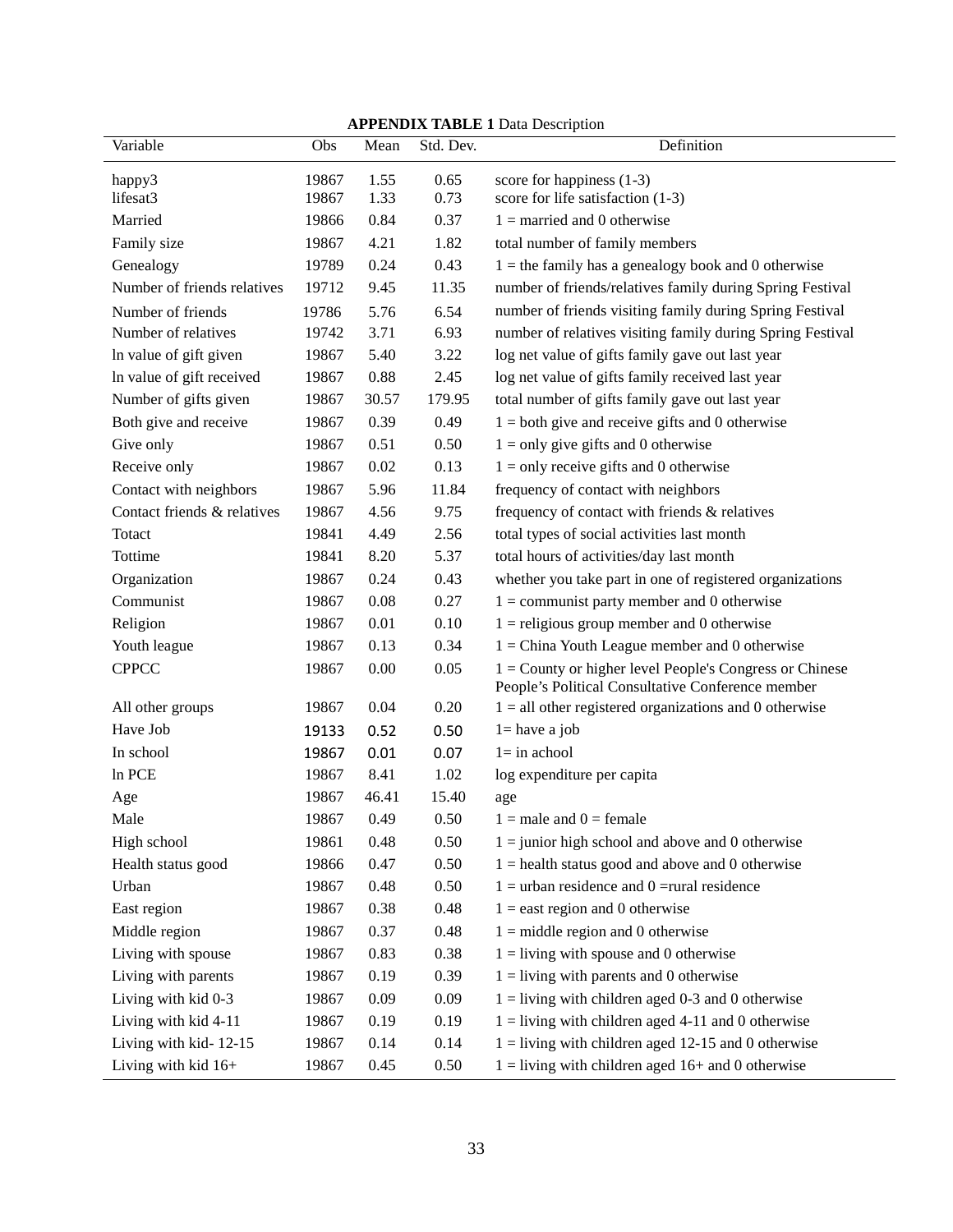**APPENDIX TABLE 1** Data Description

| Variable | Obs | Mean | Std. Dev. | Definition |
|---|---|---|---|---|
| happy3 | 19867 | 1.55 | 0.65 | score for happiness (1-3) |
| lifesat3 | 19867 | 1.33 | 0.73 | score for life satisfaction (1-3) |
| Married | 19866 | 0.84 | 0.37 | 1 = married and 0 otherwise |
| Family size | 19867 | 4.21 | 1.82 | total number of family members |
| Genealogy | 19789 | 0.24 | 0.43 | 1 = the family has a genealogy book and 0 otherwise |
| Number of friends relatives | 19712 | 9.45 | 11.35 | number of friends/relatives family during Spring Festival |
| Number of friends | 19786 | 5.76 | 6.54 | number of friends visiting family during Spring Festival |
| Number of relatives | 19742 | 3.71 | 6.93 | number of relatives visiting family during Spring Festival |
| ln value of gift given | 19867 | 5.40 | 3.22 | log net value of gifts family gave out last year |
| ln value of gift received | 19867 | 0.88 | 2.45 | log net value of gifts family received last year |
| Number of gifts given | 19867 | 30.57 | 179.95 | total number of gifts family gave out last year |
| Both give and receive | 19867 | 0.39 | 0.49 | 1 = both give and receive gifts and 0 otherwise |
| Give only | 19867 | 0.51 | 0.50 | 1 = only give gifts and 0 otherwise |
| Receive only | 19867 | 0.02 | 0.13 | 1 = only receive gifts and 0 otherwise |
| Contact with neighbors | 19867 | 5.96 | 11.84 | frequency of contact with neighbors |
| Contact friends & relatives | 19867 | 4.56 | 9.75 | frequency of contact with friends & relatives |
| Totact | 19841 | 4.49 | 2.56 | total types of social activities last month |
| Tottime | 19841 | 8.20 | 5.37 | total hours of activities/day last month |
| Organization | 19867 | 0.24 | 0.43 | whether you take part in one of registered organizations |
| Communist | 19867 | 0.08 | 0.27 | 1 = communist party member and 0 otherwise |
| Religion | 19867 | 0.01 | 0.10 | 1 = religious group member and 0 otherwise |
| Youth league | 19867 | 0.13 | 0.34 | 1 = China Youth League member and 0 otherwise |
| CPPCC | 19867 | 0.00 | 0.05 | 1 = County or higher level People's Congress or Chinese People's Political Consultative Conference member |
| All other groups | 19867 | 0.04 | 0.20 | 1 = all other registered organizations and 0 otherwise |
| Have Job | 19133 | 0.52 | 0.50 | 1= have a job |
| In school | 19867 | 0.01 | 0.07 | 1= in achool |
| ln PCE | 19867 | 8.41 | 1.02 | log expenditure per capita |
| Age | 19867 | 46.41 | 15.40 | age |
| Male | 19867 | 0.49 | 0.50 | 1 = male and 0 = female |
| High school | 19861 | 0.48 | 0.50 | 1 = junior high school and above and 0 otherwise |
| Health status good | 19866 | 0.47 | 0.50 | 1 = health status good and above and 0 otherwise |
| Urban | 19867 | 0.48 | 0.50 | 1 = urban residence and 0 =rural residence |
| East region | 19867 | 0.38 | 0.48 | 1 = east region and 0 otherwise |
| Middle region | 19867 | 0.37 | 0.48 | 1 = middle region and 0 otherwise |
| Living with spouse | 19867 | 0.83 | 0.38 | 1 = living with spouse and 0 otherwise |
| Living with parents | 19867 | 0.19 | 0.39 | 1 = living with parents and 0 otherwise |
| Living with kid 0-3 | 19867 | 0.09 | 0.09 | 1 = living with children aged 0-3 and 0 otherwise |
| Living with kid 4-11 | 19867 | 0.19 | 0.19 | 1 = living with children aged 4-11 and 0 otherwise |
| Living with kid- 12-15 | 19867 | 0.14 | 0.14 | 1 = living with children aged 12-15 and 0 otherwise |
| Living with kid 16+ | 19867 | 0.45 | 0.50 | 1 = living with children aged 16+ and 0 otherwise |